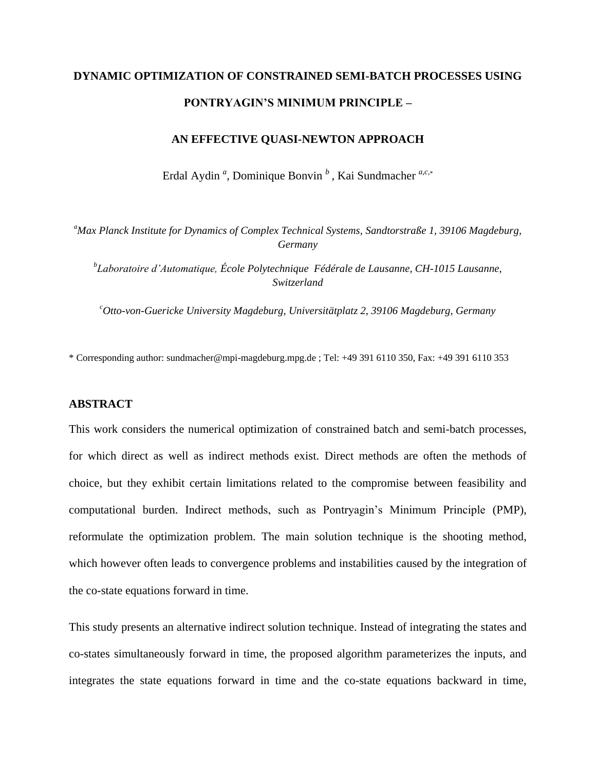# DYNAMIC OPTIMIZATION OF CONSTRAINED SEMI-BATCH PROCESSES USING PONTRYAGIN'S MINIMUM PRINCIPLE –

# AN EFFECTIVE QUASI-NEWTON APPROACH

Erdal Aydin [a], Dominique Bonvin [b], Kai Sundmacher [a,c,*]

[a] *Max Planck Institute for Dynamics of Complex Technical Systems, Sandtorstraße 1, 39106 Magdeburg, Germany*

[b] *Laboratoire d'Automatique, École Polytechnique Fédérale de Lausanne, CH-1015 Lausanne, Switzerland*

[c] *Otto-von-Guericke University Magdeburg, Universitätplatz 2, 39106 Magdeburg, Germany*

* Corresponding author: sundmacher@mpi-magdeburg.mpg.de ; Tel: +49 391 6110 350, Fax: +49 391 6110 353

## ABSTRACT

This work considers the numerical optimization of constrained batch and semi-batch processes, for which direct as well as indirect methods exist. Direct methods are often the methods of choice, but they exhibit certain limitations related to the compromise between feasibility and computational burden. Indirect methods, such as Pontryagin's Minimum Principle (PMP), reformulate the optimization problem. The main solution technique is the shooting method, which however often leads to convergence problems and instabilities caused by the integration of the co-state equations forward in time.

This study presents an alternative indirect solution technique. Instead of integrating the states and co-states simultaneously forward in time, the proposed algorithm parameterizes the inputs, and integrates the state equations forward in time and the co-state equations backward in time,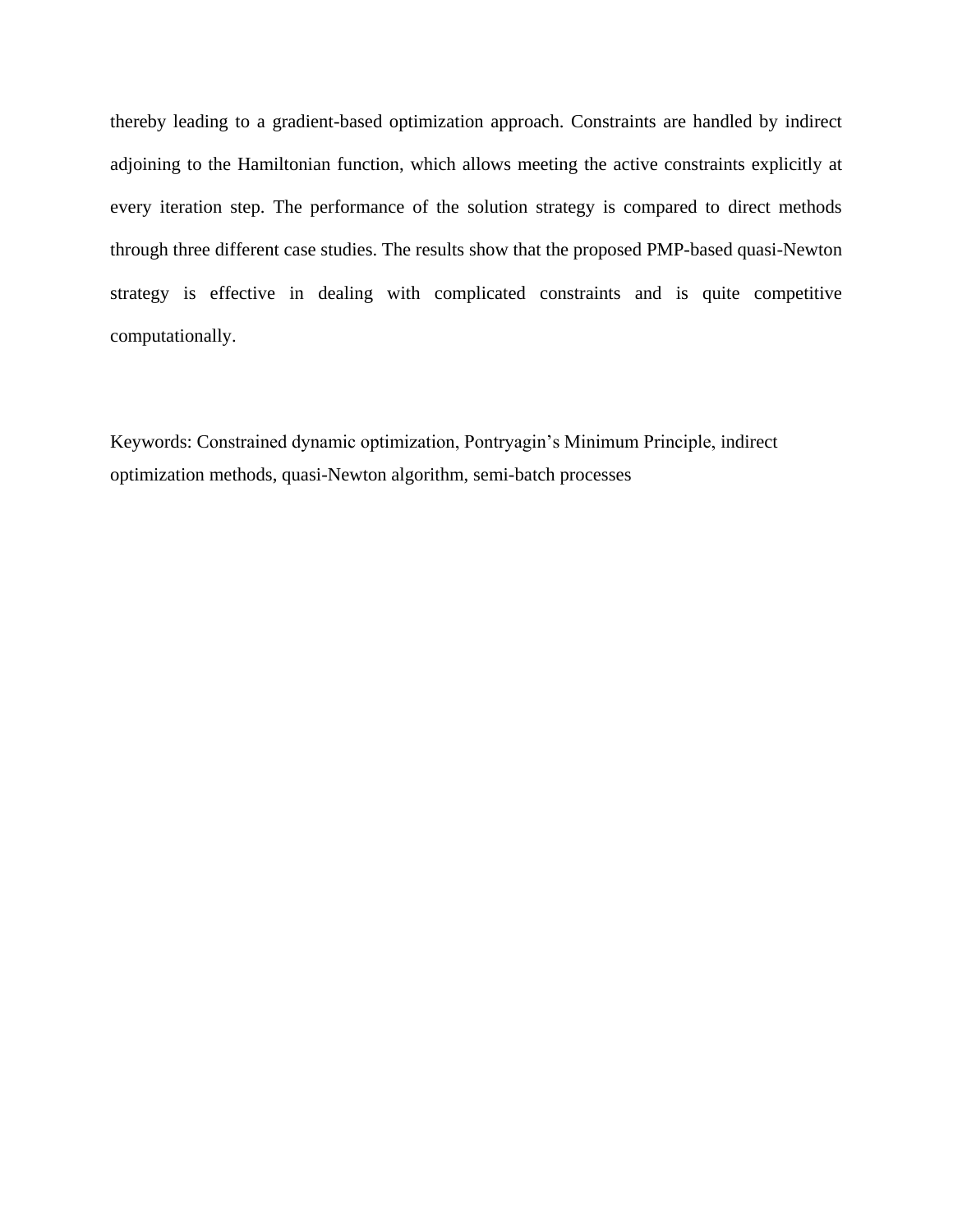thereby leading to a gradient-based optimization approach. Constraints are handled by indirect adjoining to the Hamiltonian function, which allows meeting the active constraints explicitly at every iteration step. The performance of the solution strategy is compared to direct methods through three different case studies. The results show that the proposed PMP-based quasi-Newton strategy is effective in dealing with complicated constraints and is quite competitive computationally.

Keywords: Constrained dynamic optimization, Pontryagin's Minimum Principle, indirect optimization methods, quasi-Newton algorithm, semi-batch processes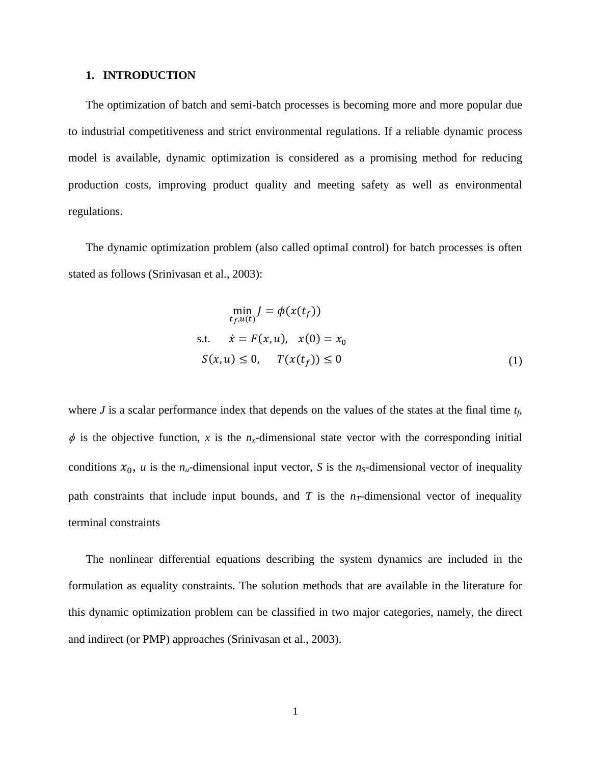## 1. INTRODUCTION

The optimization of batch and semi-batch processes is becoming more and more popular due to industrial competitiveness and strict environmental regulations. If a reliable dynamic process model is available, dynamic optimization is considered as a promising method for reducing production costs, improving product quality and meeting safety as well as environmental regulations.

The dynamic optimization problem (also called optimal control) for batch processes is often stated as follows (Srinivasan et al., 2003):

$$
\begin{aligned}
&\min_{t_f, u(t)} J = \phi(x(t_f)) \\
\text{s.t.} \quad &\dot{x} = F(x, u), \quad x(0) = x_0 \\
&S(x, u) \leq 0, \quad T(x(t_f)) \leq 0
\end{aligned}
\tag{1}
$$

where $J$ is a scalar performance index that depends on the values of the states at the final time $t_f$, $\phi$ is the objective function, $x$ is the $n_x$-dimensional state vector with the corresponding initial conditions $x_0$, $u$ is the $n_u$-dimensional input vector, $S$ is the $n_S$-dimensional vector of inequality path constraints that include input bounds, and $T$ is the $n_T$-dimensional vector of inequality terminal constraints

The nonlinear differential equations describing the system dynamics are included in the formulation as equality constraints. The solution methods that are available in the literature for this dynamic optimization problem can be classified in two major categories, namely, the direct and indirect (or PMP) approaches (Srinivasan et al., 2003).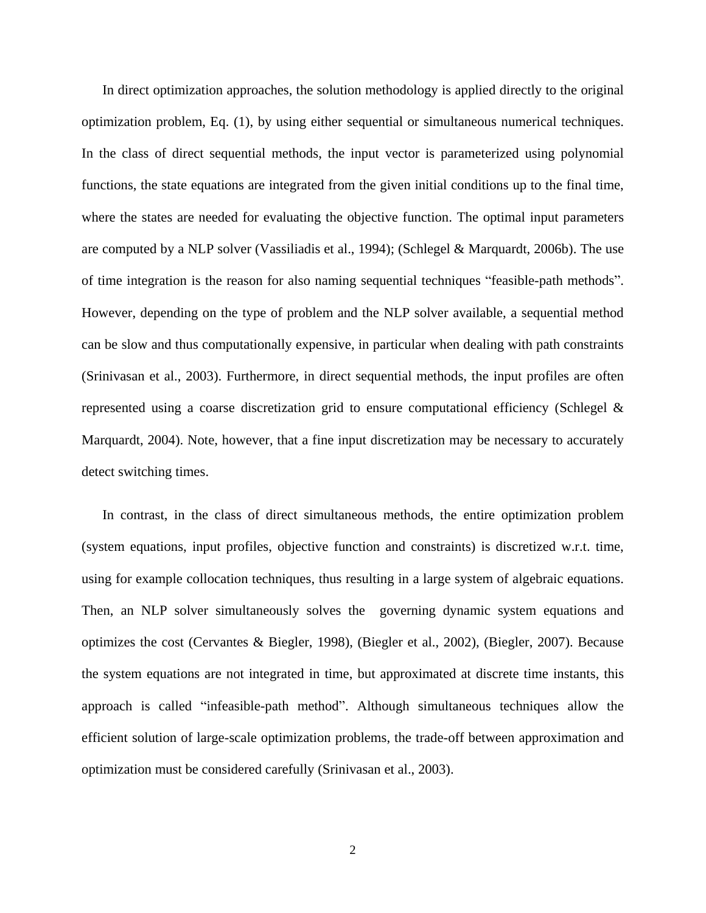In direct optimization approaches, the solution methodology is applied directly to the original optimization problem, Eq. (1), by using either sequential or simultaneous numerical techniques. In the class of direct sequential methods, the input vector is parameterized using polynomial functions, the state equations are integrated from the given initial conditions up to the final time, where the states are needed for evaluating the objective function. The optimal input parameters are computed by a NLP solver (Vassiliadis et al., 1994); (Schlegel & Marquardt, 2006b). The use of time integration is the reason for also naming sequential techniques "feasible-path methods". However, depending on the type of problem and the NLP solver available, a sequential method can be slow and thus computationally expensive, in particular when dealing with path constraints (Srinivasan et al., 2003). Furthermore, in direct sequential methods, the input profiles are often represented using a coarse discretization grid to ensure computational efficiency (Schlegel & Marquardt, 2004). Note, however, that a fine input discretization may be necessary to accurately detect switching times.

In contrast, in the class of direct simultaneous methods, the entire optimization problem (system equations, input profiles, objective function and constraints) is discretized w.r.t. time, using for example collocation techniques, thus resulting in a large system of algebraic equations. Then, an NLP solver simultaneously solves the governing dynamic system equations and optimizes the cost (Cervantes & Biegler, 1998), (Biegler et al., 2002), (Biegler, 2007). Because the system equations are not integrated in time, but approximated at discrete time instants, this approach is called "infeasible-path method". Although simultaneous techniques allow the efficient solution of large-scale optimization problems, the trade-off between approximation and optimization must be considered carefully (Srinivasan et al., 2003).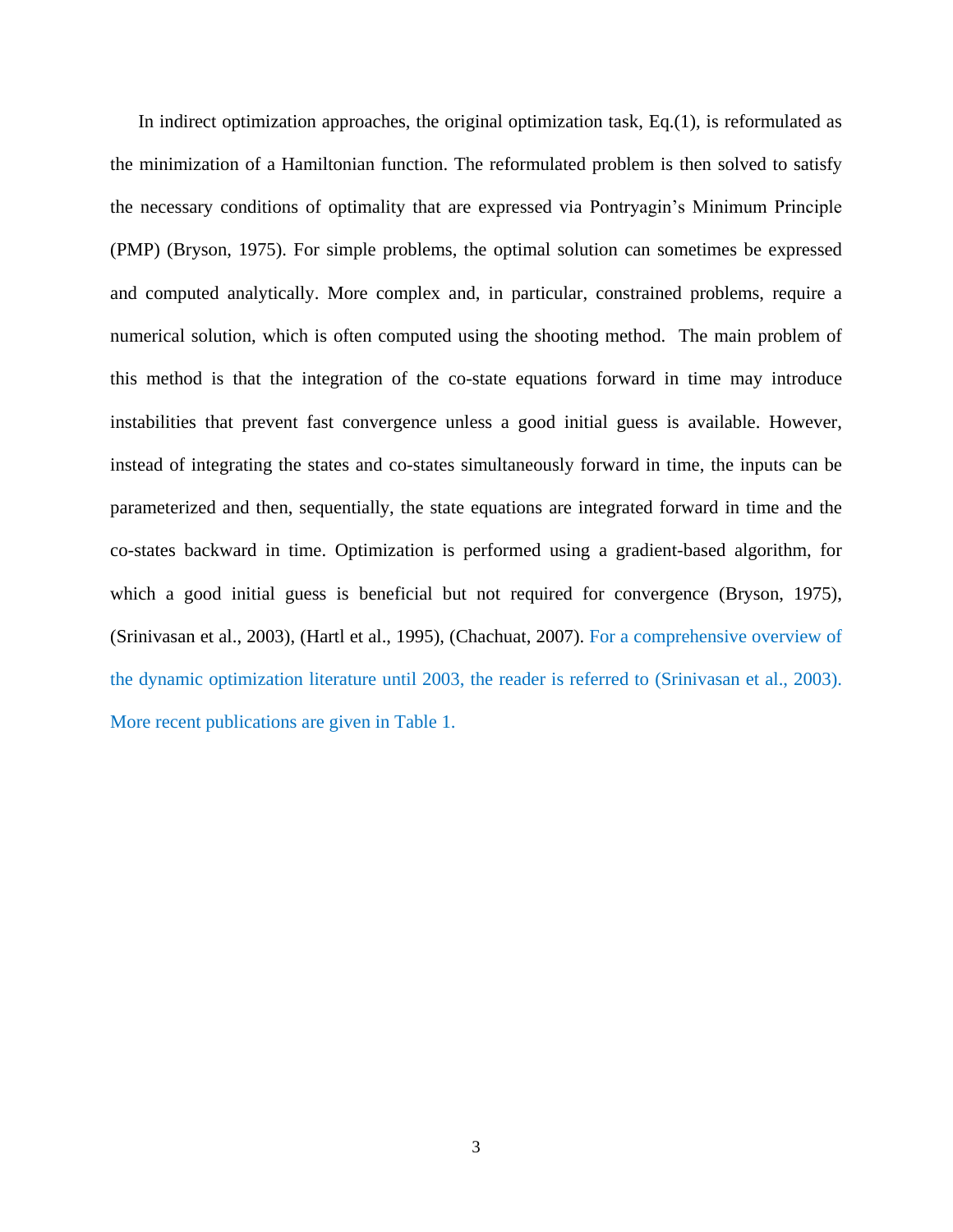In indirect optimization approaches, the original optimization task, Eq.(1), is reformulated as the minimization of a Hamiltonian function. The reformulated problem is then solved to satisfy the necessary conditions of optimality that are expressed via Pontryagin's Minimum Principle (PMP) (Bryson, 1975). For simple problems, the optimal solution can sometimes be expressed and computed analytically. More complex and, in particular, constrained problems, require a numerical solution, which is often computed using the shooting method. The main problem of this method is that the integration of the co-state equations forward in time may introduce instabilities that prevent fast convergence unless a good initial guess is available. However, instead of integrating the states and co-states simultaneously forward in time, the inputs can be parameterized and then, sequentially, the state equations are integrated forward in time and the co-states backward in time. Optimization is performed using a gradient-based algorithm, for which a good initial guess is beneficial but not required for convergence (Bryson, 1975), (Srinivasan et al., 2003), (Hartl et al., 1995), (Chachuat, 2007). For a comprehensive overview of the dynamic optimization literature until 2003, the reader is referred to (Srinivasan et al., 2003). More recent publications are given in Table 1.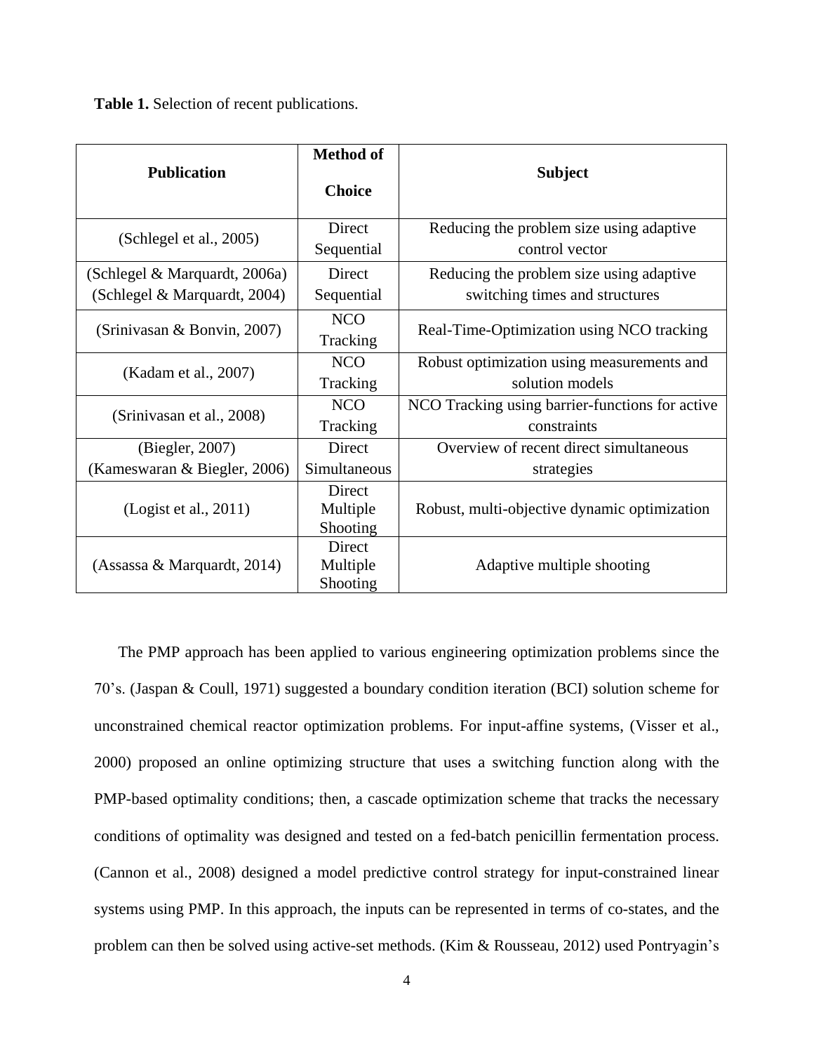**Table 1.** Selection of recent publications.

| Publication | Method of Choice | Subject |
|---|---|---|
| (Schlegel et al., 2005) | Direct Sequential | Reducing the problem size using adaptive control vector |
| (Schlegel & Marquardt, 2006a) (Schlegel & Marquardt, 2004) | Direct Sequential | Reducing the problem size using adaptive switching times and structures |
| (Srinivasan & Bonvin, 2007) | NCO Tracking | Real-Time-Optimization using NCO tracking |
| (Kadam et al., 2007) | NCO Tracking | Robust optimization using measurements and solution models |
| (Srinivasan et al., 2008) | NCO Tracking | NCO Tracking using barrier-functions for active constraints |
| (Biegler, 2007) (Kameswaran & Biegler, 2006) | Direct Simultaneous | Overview of recent direct simultaneous strategies |
| (Logist et al., 2011) | Direct Multiple Shooting | Robust, multi-objective dynamic optimization |
| (Assassa & Marquardt, 2014) | Direct Multiple Shooting | Adaptive multiple shooting |

The PMP approach has been applied to various engineering optimization problems since the 70's. (Jaspan & Coull, 1971) suggested a boundary condition iteration (BCI) solution scheme for unconstrained chemical reactor optimization problems. For input-affine systems, (Visser et al., 2000) proposed an online optimizing structure that uses a switching function along with the PMP-based optimality conditions; then, a cascade optimization scheme that tracks the necessary conditions of optimality was designed and tested on a fed-batch penicillin fermentation process. (Cannon et al., 2008) designed a model predictive control strategy for input-constrained linear systems using PMP. In this approach, the inputs can be represented in terms of co-states, and the problem can then be solved using active-set methods. (Kim & Rousseau, 2012) used Pontryagin's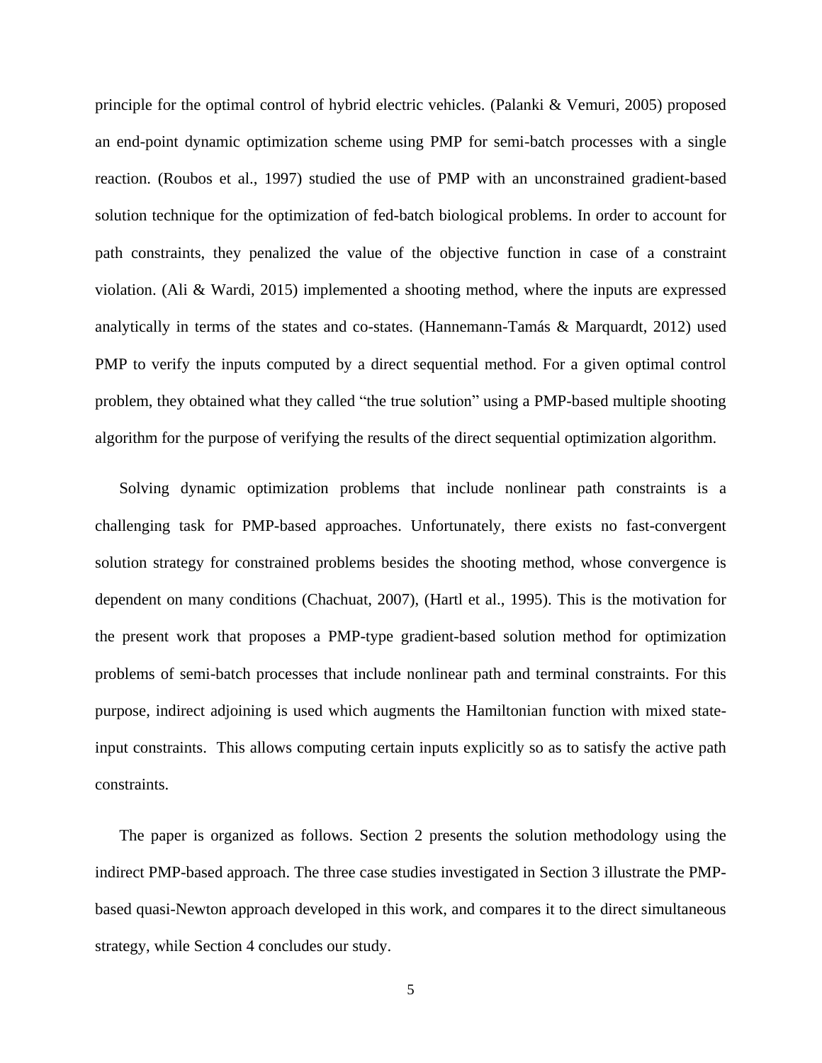principle for the optimal control of hybrid electric vehicles. (Palanki & Vemuri, 2005) proposed an end-point dynamic optimization scheme using PMP for semi-batch processes with a single reaction. (Roubos et al., 1997) studied the use of PMP with an unconstrained gradient-based solution technique for the optimization of fed-batch biological problems. In order to account for path constraints, they penalized the value of the objective function in case of a constraint violation. (Ali & Wardi, 2015) implemented a shooting method, where the inputs are expressed analytically in terms of the states and co-states. (Hannemann-Tamás & Marquardt, 2012) used PMP to verify the inputs computed by a direct sequential method. For a given optimal control problem, they obtained what they called "the true solution" using a PMP-based multiple shooting algorithm for the purpose of verifying the results of the direct sequential optimization algorithm.

Solving dynamic optimization problems that include nonlinear path constraints is a challenging task for PMP-based approaches. Unfortunately, there exists no fast-convergent solution strategy for constrained problems besides the shooting method, whose convergence is dependent on many conditions (Chachuat, 2007), (Hartl et al., 1995). This is the motivation for the present work that proposes a PMP-type gradient-based solution method for optimization problems of semi-batch processes that include nonlinear path and terminal constraints. For this purpose, indirect adjoining is used which augments the Hamiltonian function with mixed state-input constraints. This allows computing certain inputs explicitly so as to satisfy the active path constraints.

The paper is organized as follows. Section 2 presents the solution methodology using the indirect PMP-based approach. The three case studies investigated in Section 3 illustrate the PMP-based quasi-Newton approach developed in this work, and compares it to the direct simultaneous strategy, while Section 4 concludes our study.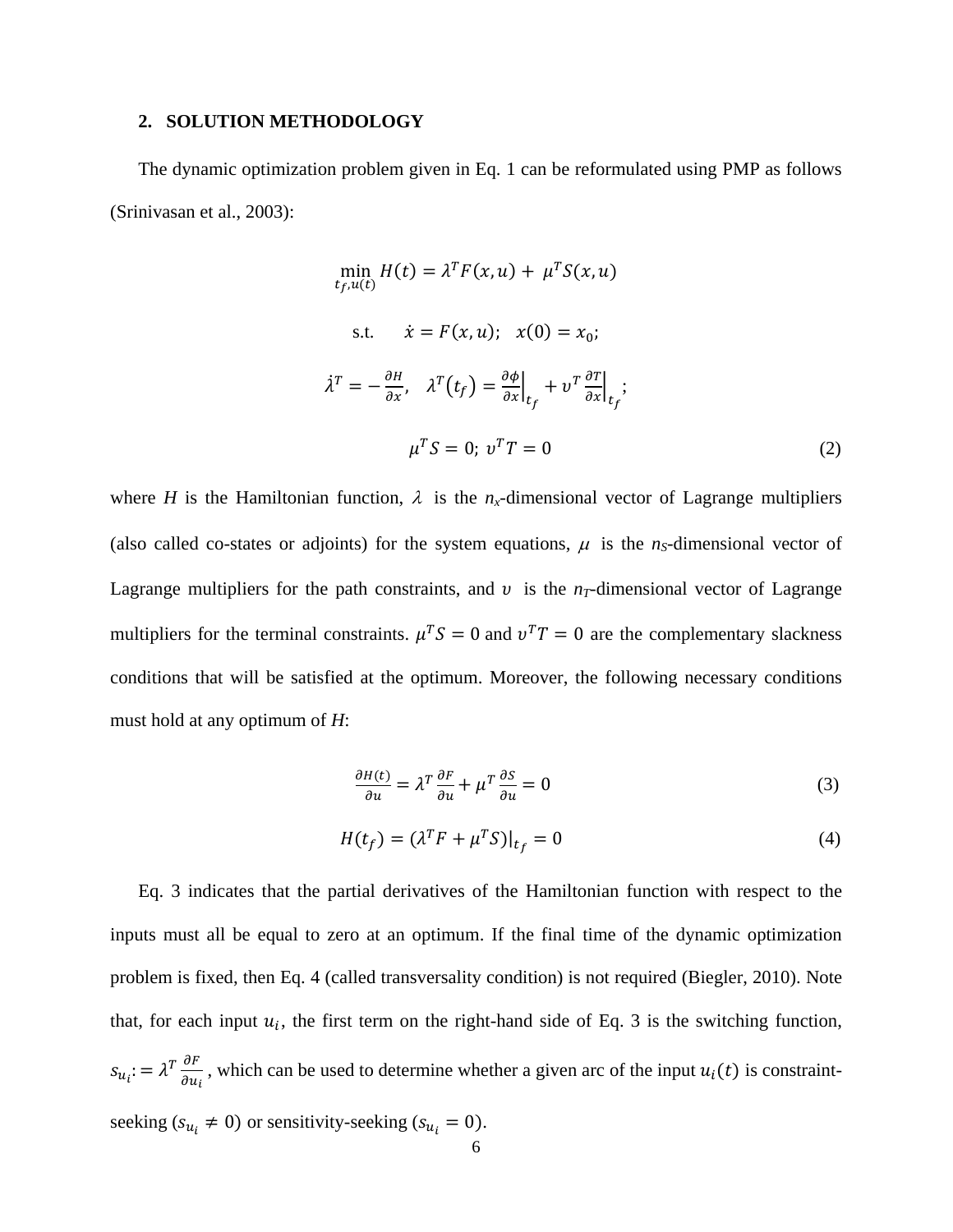## 2. SOLUTION METHODOLOGY

The dynamic optimization problem given in Eq. 1 can be reformulated using PMP as follows (Srinivasan et al., 2003):

$$\min_{t_f, u(t)} H(t) = \lambda^T F(x,u) + \mu^T S(x,u)$$

$$\text{s.t.} \quad \dot{x} = F(x,u); \quad x(0) = x_0;$$

$$\dot{\lambda}^T = -\frac{\partial H}{\partial x}, \quad \lambda^T(t_f) = \left.\frac{\partial \phi}{\partial x}\right|_{t_f} + \upsilon^T \left.\frac{\partial T}{\partial x}\right|_{t_f};$$

$$\mu^T S = 0; \; \upsilon^T T = 0 \tag{2}$$

where $H$ is the Hamiltonian function, $\lambda$ is the $n_x$-dimensional vector of Lagrange multipliers (also called co-states or adjoints) for the system equations, $\mu$ is the $n_S$-dimensional vector of Lagrange multipliers for the path constraints, and $\upsilon$ is the $n_T$-dimensional vector of Lagrange multipliers for the terminal constraints. $\mu^T S = 0$ and $\upsilon^T T = 0$ are the complementary slackness conditions that will be satisfied at the optimum. Moreover, the following necessary conditions must hold at any optimum of $H$:

$$\frac{\partial H(t)}{\partial u} = \lambda^T \frac{\partial F}{\partial u} + \mu^T \frac{\partial S}{\partial u} = 0 \tag{3}$$

$$H(t_f) = \left(\lambda^T F + \mu^T S\right)\big|_{t_f} = 0 \tag{4}$$

Eq. 3 indicates that the partial derivatives of the Hamiltonian function with respect to the inputs must all be equal to zero at an optimum. If the final time of the dynamic optimization problem is fixed, then Eq. 4 (called transversality condition) is not required (Biegler, 2010). Note that, for each input $u_i$, the first term on the right-hand side of Eq. 3 is the switching function, $s_{u_i} := \lambda^T \frac{\partial F}{\partial u_i}$, which can be used to determine whether a given arc of the input $u_i(t)$ is constraint-seeking ($s_{u_i} \neq 0$) or sensitivity-seeking ($s_{u_i} = 0$).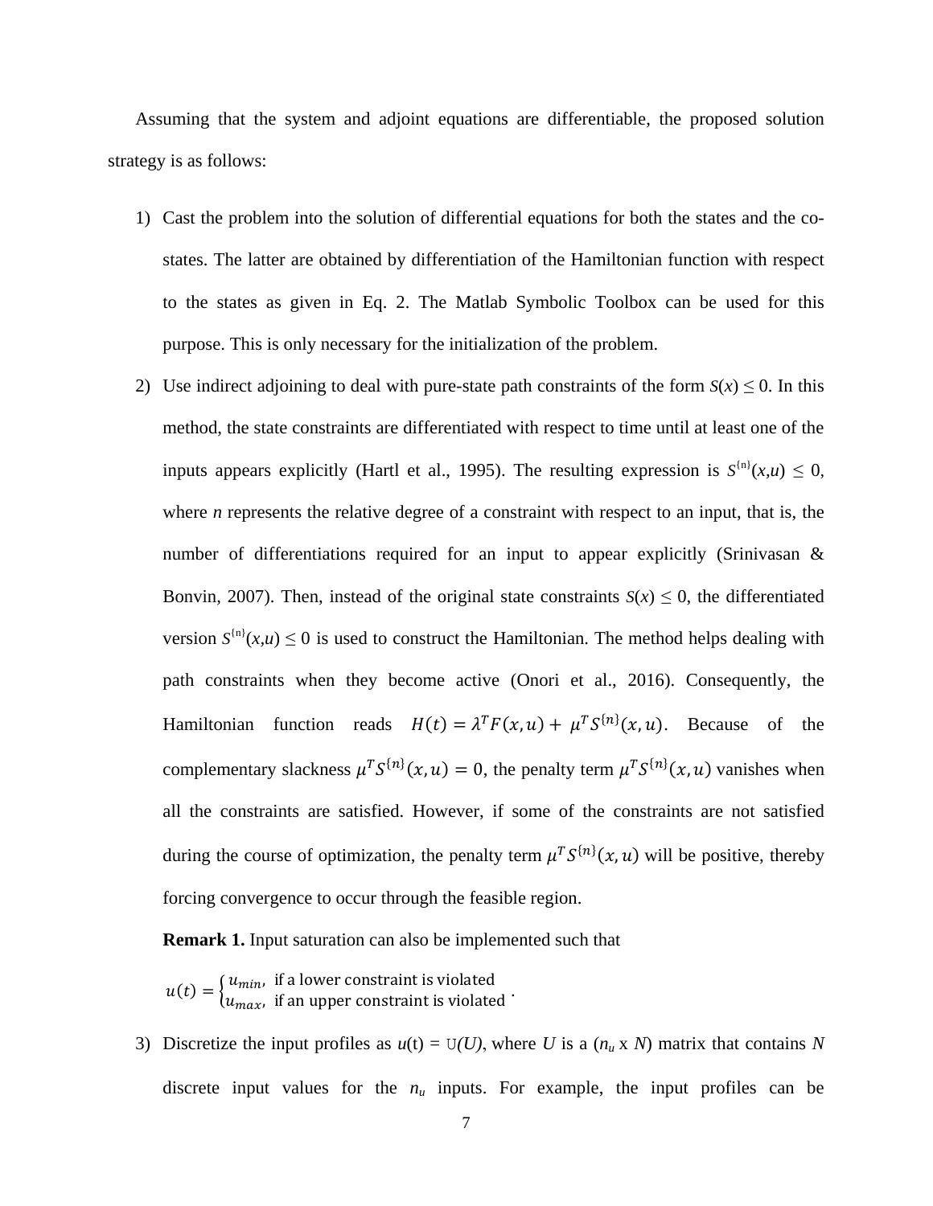Assuming that the system and adjoint equations are differentiable, the proposed solution strategy is as follows:

1) Cast the problem into the solution of differential equations for both the states and the co-states. The latter are obtained by differentiation of the Hamiltonian function with respect to the states as given in Eq. 2. The Matlab Symbolic Toolbox can be used for this purpose. This is only necessary for the initialization of the problem.

2) Use indirect adjoining to deal with pure-state path constraints of the form $S(x) \leq 0$. In this method, the state constraints are differentiated with respect to time until at least one of the inputs appears explicitly (Hartl et al., 1995). The resulting expression is $S^{\{n\}}(x,u) \leq 0$, where $n$ represents the relative degree of a constraint with respect to an input, that is, the number of differentiations required for an input to appear explicitly (Srinivasan & Bonvin, 2007). Then, instead of the original state constraints $S(x) \leq 0$, the differentiated version $S^{\{n\}}(x,u) \leq 0$ is used to construct the Hamiltonian. The method helps dealing with path constraints when they become active (Onori et al., 2016). Consequently, the Hamiltonian function reads $H(t) = \lambda^T F(x,u) + \mu^T S^{\{n\}}(x,u)$. Because of the complementary slackness $\mu^T S^{\{n\}}(x,u) = 0$, the penalty term $\mu^T S^{\{n\}}(x,u)$ vanishes when all the constraints are satisfied. However, if some of the constraints are not satisfied during the course of optimization, the penalty term $\mu^T S^{\{n\}}(x,u)$ will be positive, thereby forcing convergence to occur through the feasible region.

   **Remark 1.** Input saturation can also be implemented such that

   $$u(t) = \begin{cases} u_{min}, & \text{if a lower constraint is violated} \\ u_{max}, & \text{if an upper constraint is violated} \end{cases}.$$

3) Discretize the input profiles as $u(t) = \mathrm{U}(U)$, where $U$ is a ($n_u$ x $N$) matrix that contains $N$ discrete input values for the $n_u$ inputs. For example, the input profiles can be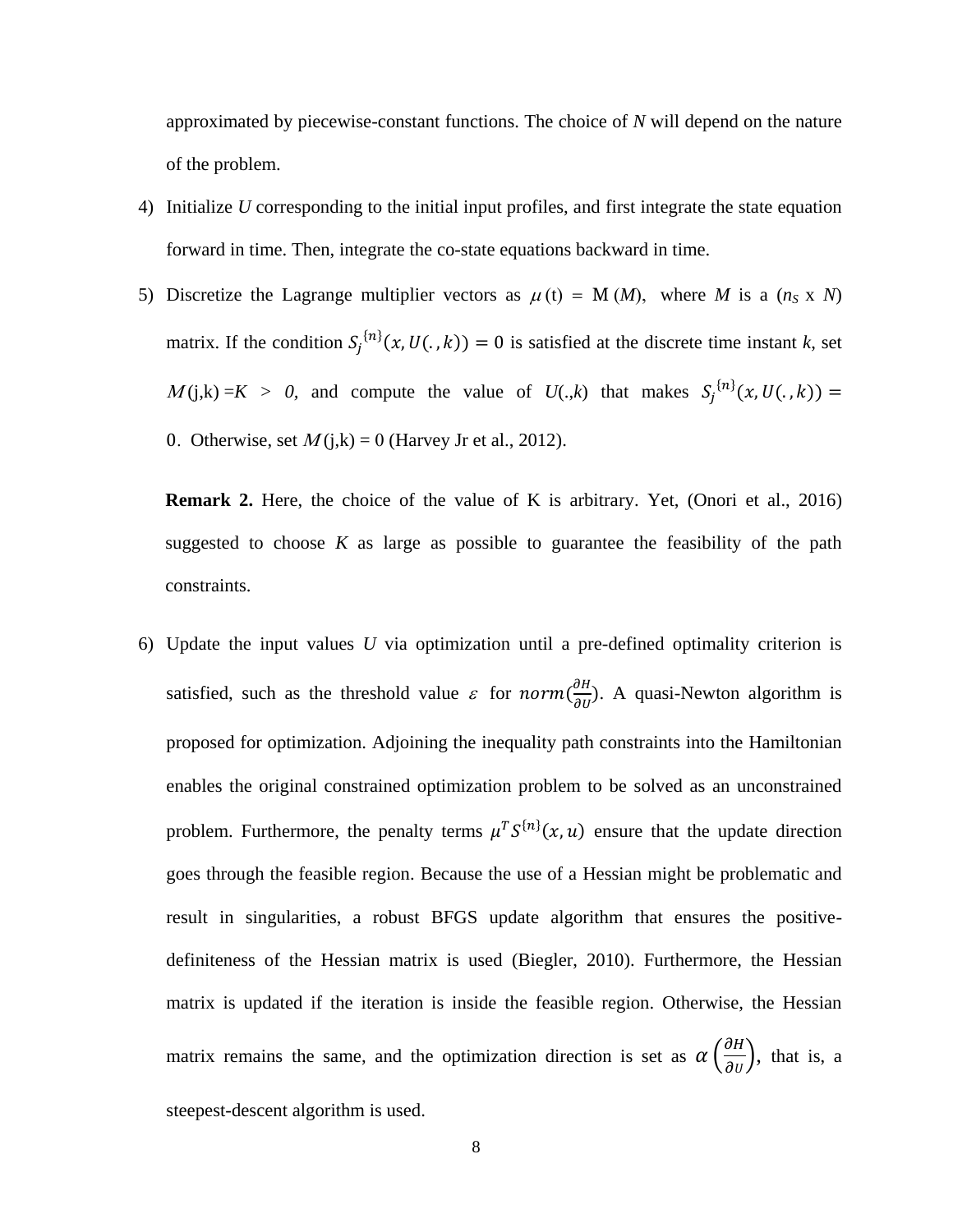approximated by piecewise-constant functions. The choice of $N$ will depend on the nature of the problem.

4) Initialize $U$ corresponding to the initial input profiles, and first integrate the state equation forward in time. Then, integrate the co-state equations backward in time.

5) Discretize the Lagrange multiplier vectors as $\mu(t) = \mathrm{M}(M)$, where $M$ is a ($n_S$ x $N$) matrix. If the condition $S_j^{\{n\}}(x, U(.,k)) = 0$ is satisfied at the discrete time instant $k$, set $M$(j,k) $=K > 0$, and compute the value of $U$(.,$k$) that makes $S_j^{\{n\}}(x, U(.,k)) = 0$. Otherwise, set $M$(j,k) = 0 (Harvey Jr et al., 2012).

**Remark 2.** Here, the choice of the value of K is arbitrary. Yet, (Onori et al., 2016) suggested to choose $K$ as large as possible to guarantee the feasibility of the path constraints.

6) Update the input values $U$ via optimization until a pre-defined optimality criterion is satisfied, such as the threshold value $\varepsilon$ for $norm(\frac{\partial H}{\partial U})$. A quasi-Newton algorithm is proposed for optimization. Adjoining the inequality path constraints into the Hamiltonian enables the original constrained optimization problem to be solved as an unconstrained problem. Furthermore, the penalty terms $\mu^T S^{\{n\}}(x, u)$ ensure that the update direction goes through the feasible region. Because the use of a Hessian might be problematic and result in singularities, a robust BFGS update algorithm that ensures the positive-definiteness of the Hessian matrix is used (Biegler, 2010). Furthermore, the Hessian matrix is updated if the iteration is inside the feasible region. Otherwise, the Hessian matrix remains the same, and the optimization direction is set as $\alpha\left(\frac{\partial H}{\partial U}\right)$, that is, a steepest-descent algorithm is used.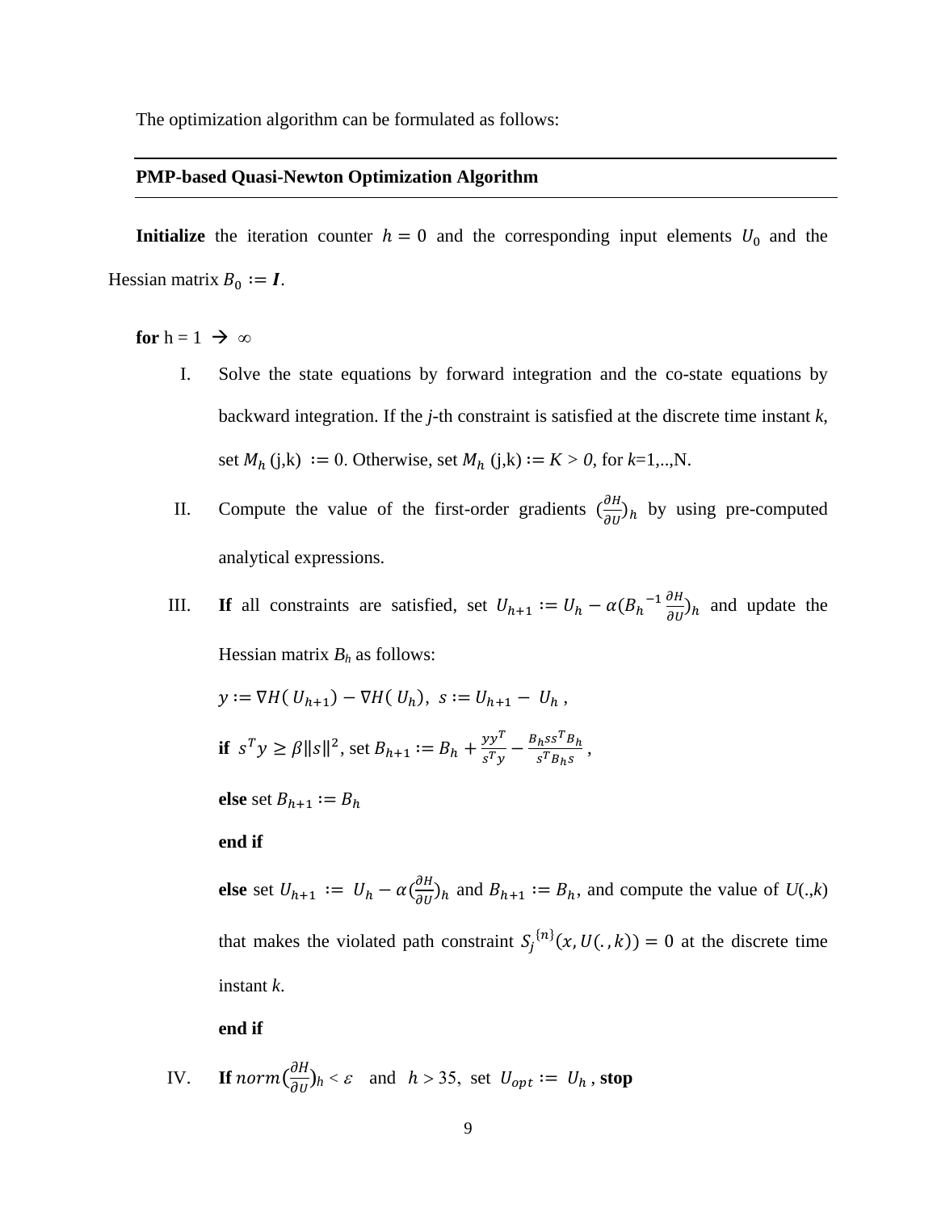The optimization algorithm can be formulated as follows:

---

**PMP-based Quasi-Newton Optimization Algorithm**

---

**Initialize** the iteration counter $h = 0$ and the corresponding input elements $U_0$ and the Hessian matrix $B_0 := \boldsymbol{I}$.

**for** h = 1 → ∞

I. Solve the state equations by forward integration and the co-state equations by backward integration. If the *j*-th constraint is satisfied at the discrete time instant *k*, set $M_h$ (j,k) $:= 0$. Otherwise, set $M_h$ (j,k) $:= K > 0$, for *k*=1,..,N.

II. Compute the value of the first-order gradients $(\frac{\partial H}{\partial U})_h$ by using pre-computed analytical expressions.

III. **If** all constraints are satisfied, set $U_{h+1} := U_h - \alpha({B_h}^{-1}\frac{\partial H}{\partial U})_h$ and update the Hessian matrix $B_h$ as follows:

   $y := \nabla H(\,U_{h+1}) - \nabla H(\,U_h),\;\; s := U_{h+1} - \,U_h\,,$

   **if** $s^T y \geq \beta \|s\|^2$, set $B_{h+1} := B_h + \frac{yy^T}{s^T y} - \frac{B_h s s^T B_h}{s^T B_h s}\,,$

   **else** set $B_{h+1} := B_h$

   **end if**

   **else** set $U_{h+1} \;:=\; U_h - \alpha(\frac{\partial H}{\partial U})_h$ and $B_{h+1} := B_h$, and compute the value of *U*(.,*k*) that makes the violated path constraint ${S_j}^{\{n\}}(x, U(.,k)) = 0$ at the discrete time instant *k*.

   **end if**

IV. **If** $norm(\frac{\partial H}{\partial U})_h < \varepsilon$ and $h > 35$, set $U_{opt} :=\; U_h$ , **stop**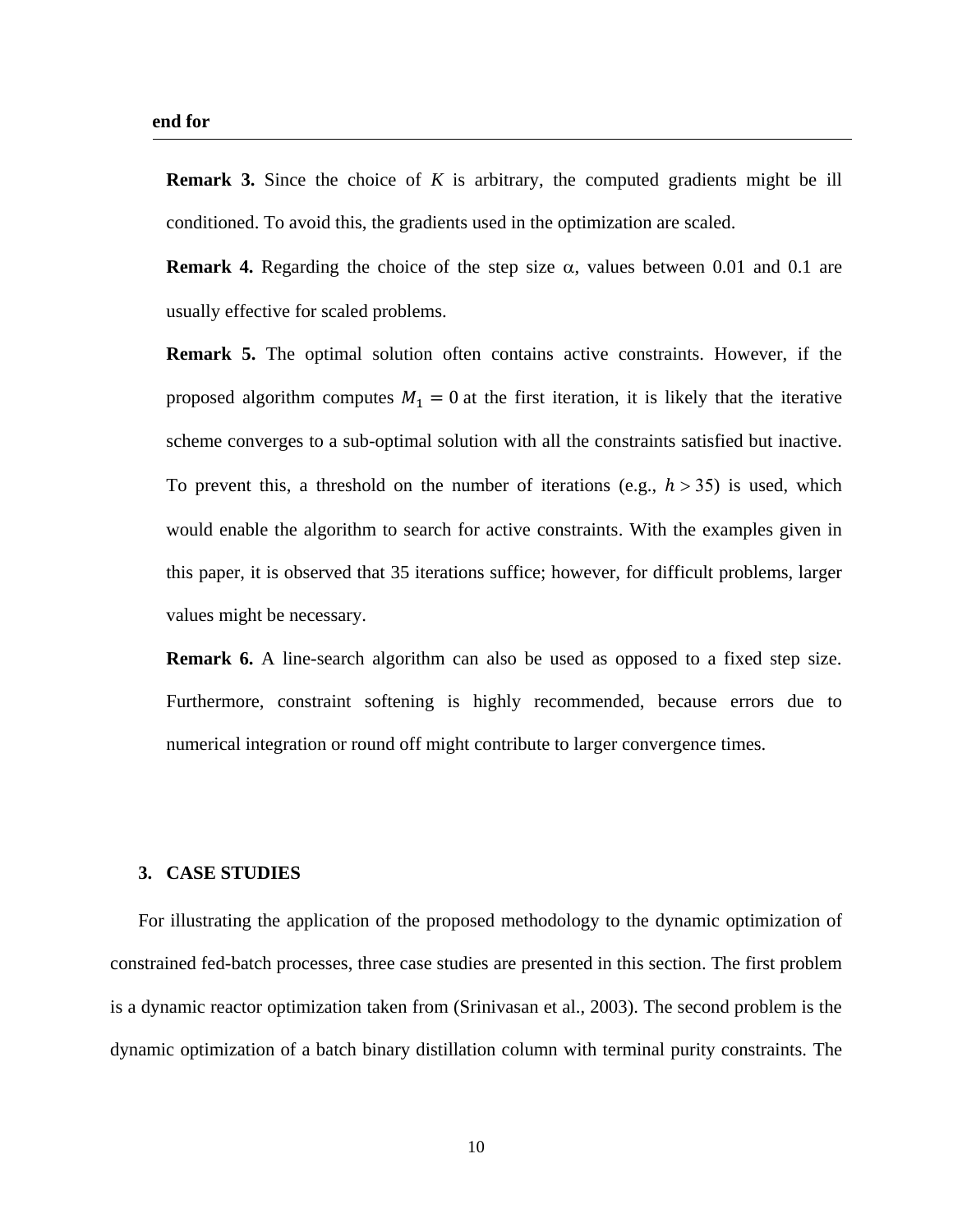**end for**

---

**Remark 3.** Since the choice of $K$ is arbitrary, the computed gradients might be ill conditioned. To avoid this, the gradients used in the optimization are scaled.

**Remark 4.** Regarding the choice of the step size $\alpha$, values between 0.01 and 0.1 are usually effective for scaled problems.

**Remark 5.** The optimal solution often contains active constraints. However, if the proposed algorithm computes $M_1 = 0$ at the first iteration, it is likely that the iterative scheme converges to a sub-optimal solution with all the constraints satisfied but inactive. To prevent this, a threshold on the number of iterations (e.g., $h > 35$) is used, which would enable the algorithm to search for active constraints. With the examples given in this paper, it is observed that 35 iterations suffice; however, for difficult problems, larger values might be necessary.

**Remark 6.** A line-search algorithm can also be used as opposed to a fixed step size. Furthermore, constraint softening is highly recommended, because errors due to numerical integration or round off might contribute to larger convergence times.

## 3. CASE STUDIES

For illustrating the application of the proposed methodology to the dynamic optimization of constrained fed-batch processes, three case studies are presented in this section. The first problem is a dynamic reactor optimization taken from (Srinivasan et al., 2003). The second problem is the dynamic optimization of a batch binary distillation column with terminal purity constraints. The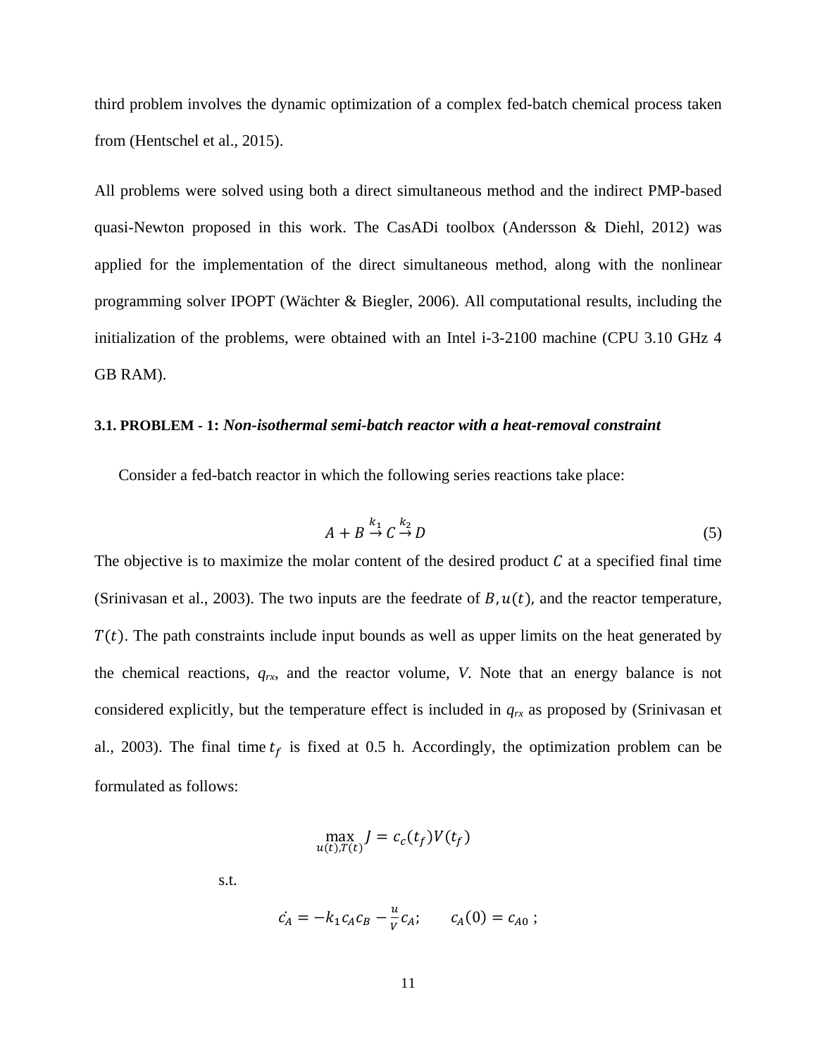third problem involves the dynamic optimization of a complex fed-batch chemical process taken from (Hentschel et al., 2015).

All problems were solved using both a direct simultaneous method and the indirect PMP-based quasi-Newton proposed in this work. The CasADi toolbox (Andersson & Diehl, 2012) was applied for the implementation of the direct simultaneous method, along with the nonlinear programming solver IPOPT (Wächter & Biegler, 2006). All computational results, including the initialization of the problems, were obtained with an Intel i-3-2100 machine (CPU 3.10 GHz 4 GB RAM).

### 3.1. PROBLEM - 1: *Non-isothermal semi-batch reactor with a heat-removal constraint*

Consider a fed-batch reactor in which the following series reactions take place:

$$A + B \overset{k_1}{\rightarrow} C \overset{k_2}{\rightarrow} D \tag{5}$$

The objective is to maximize the molar content of the desired product $C$ at a specified final time (Srinivasan et al., 2003). The two inputs are the feedrate of $B, u(t)$, and the reactor temperature, $T(t)$. The path constraints include input bounds as well as upper limits on the heat generated by the chemical reactions, $q_{rx}$, and the reactor volume, $V$. Note that an energy balance is not considered explicitly, but the temperature effect is included in $q_{rx}$ as proposed by (Srinivasan et al., 2003). The final time $t_f$ is fixed at 0.5 h. Accordingly, the optimization problem can be formulated as follows:

$$\max_{u(t),T(t)} J = c_c(t_f)V(t_f)$$

s.t.

$$\dot{c_A} = -k_1 c_A c_B - \frac{u}{V} c_A; \qquad c_A(0) = c_{A0} \,;$$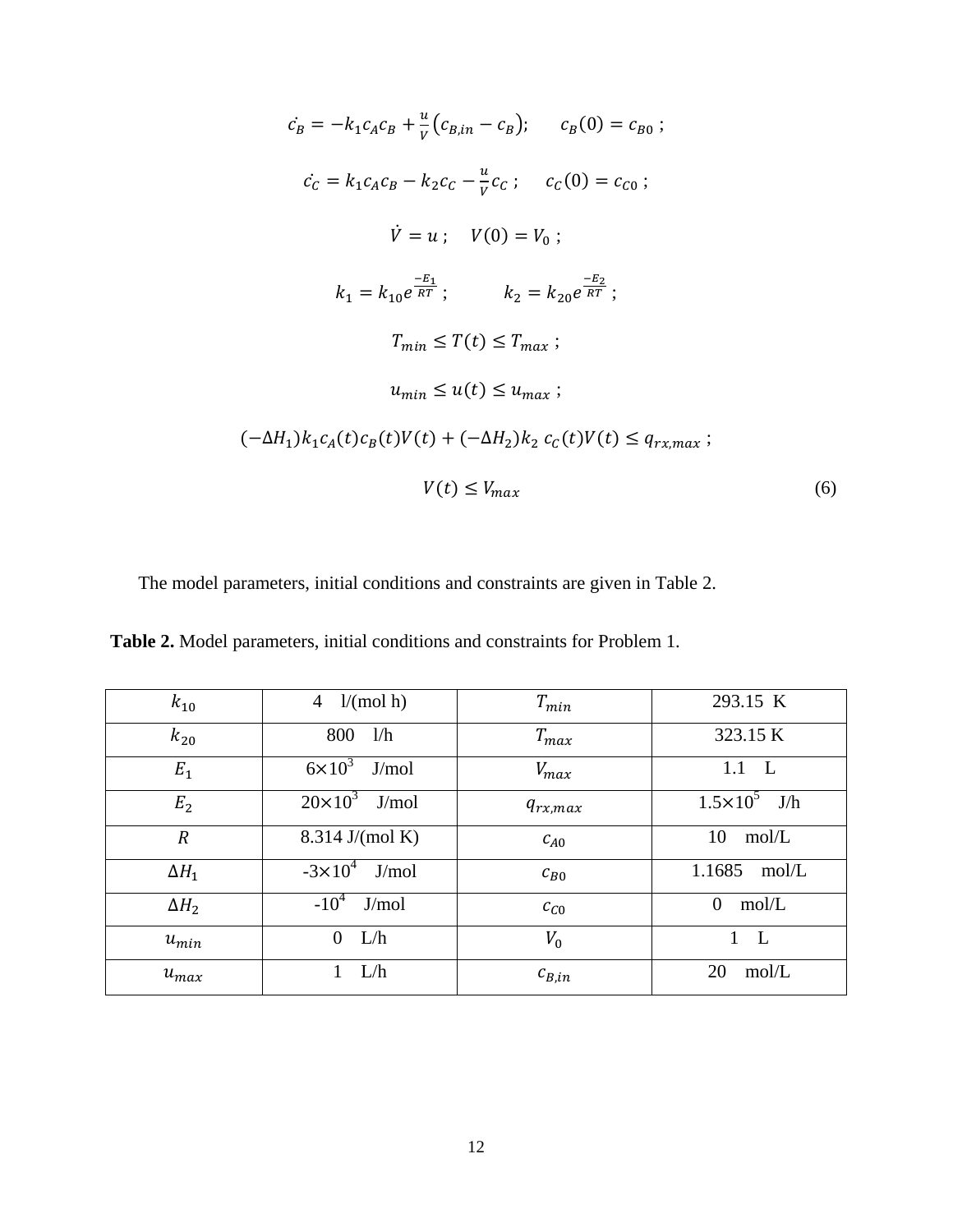$$\dot{c_B} = -k_1 c_A c_B + \frac{u}{V}(c_{B,in} - c_B); \qquad c_B(0) = c_{B0} \;;$$

$$\dot{c_C} = k_1 c_A c_B - k_2 c_C - \frac{u}{V} c_C \;; \qquad c_C(0) = c_{C0} \;;$$

$$\dot{V} = u \;; \quad V(0) = V_0 \;;$$

$$k_1 = k_{10} e^{\frac{-E_1}{RT}} \;; \qquad k_2 = k_{20} e^{\frac{-E_2}{RT}} \;;$$

$$T_{min} \leq T(t) \leq T_{max} \;;$$

$$u_{min} \leq u(t) \leq u_{max} \;;$$

$$(-\Delta H_1) k_1 c_A(t) c_B(t) V(t) + (-\Delta H_2) k_2 \, c_C(t) V(t) \leq q_{rx,max} \;;$$

$$V(t) \leq V_{max} \tag{6}$$

The model parameters, initial conditions and constraints are given in Table 2.

**Table 2.** Model parameters, initial conditions and constraints for Problem 1.

| $k_{10}$ | 4 l/(mol h) | $T_{min}$ | 293.15 K |
|---|---|---|---|
| $k_{20}$ | 800 l/h | $T_{max}$ | 323.15 K |
| $E_1$ | $6 \times 10^3$ J/mol | $V_{max}$ | 1.1 L |
| $E_2$ | $20 \times 10^3$ J/mol | $q_{rx,max}$ | $1.5 \times 10^5$ J/h |
| $R$ | 8.314 J/(mol K) | $c_{A0}$ | 10 mol/L |
| $\Delta H_1$ | $-3 \times 10^4$ J/mol | $c_{B0}$ | 1.1685 mol/L |
| $\Delta H_2$ | $-10^4$ J/mol | $c_{C0}$ | 0 mol/L |
| $u_{min}$ | 0 L/h | $V_0$ | 1 L |
| $u_{max}$ | 1 L/h | $c_{B,in}$ | 20 mol/L |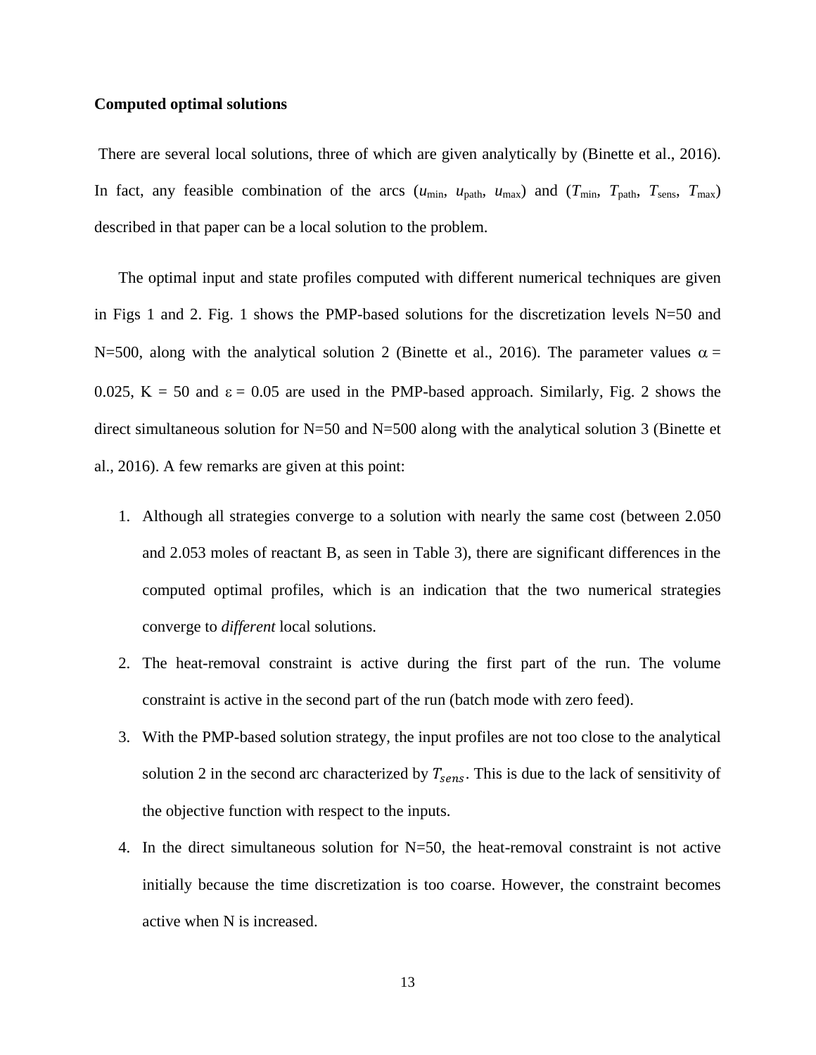**Computed optimal solutions**

There are several local solutions, three of which are given analytically by (Binette et al., 2016). In fact, any feasible combination of the arcs ($u_{\min}$, $u_{\text{path}}$, $u_{\max}$) and ($T_{\min}$, $T_{\text{path}}$, $T_{\text{sens}}$, $T_{\max}$) described in that paper can be a local solution to the problem.

The optimal input and state profiles computed with different numerical techniques are given in Figs 1 and 2. Fig. 1 shows the PMP-based solutions for the discretization levels N=50 and N=500, along with the analytical solution 2 (Binette et al., 2016). The parameter values $\alpha = 0.025$, $K = 50$ and $\varepsilon = 0.05$ are used in the PMP-based approach. Similarly, Fig. 2 shows the direct simultaneous solution for N=50 and N=500 along with the analytical solution 3 (Binette et al., 2016). A few remarks are given at this point:

1. Although all strategies converge to a solution with nearly the same cost (between 2.050 and 2.053 moles of reactant B, as seen in Table 3), there are significant differences in the computed optimal profiles, which is an indication that the two numerical strategies converge to *different* local solutions.
2. The heat-removal constraint is active during the first part of the run. The volume constraint is active in the second part of the run (batch mode with zero feed).
3. With the PMP-based solution strategy, the input profiles are not too close to the analytical solution 2 in the second arc characterized by $T_{sens}$. This is due to the lack of sensitivity of the objective function with respect to the inputs.
4. In the direct simultaneous solution for N=50, the heat-removal constraint is not active initially because the time discretization is too coarse. However, the constraint becomes active when N is increased.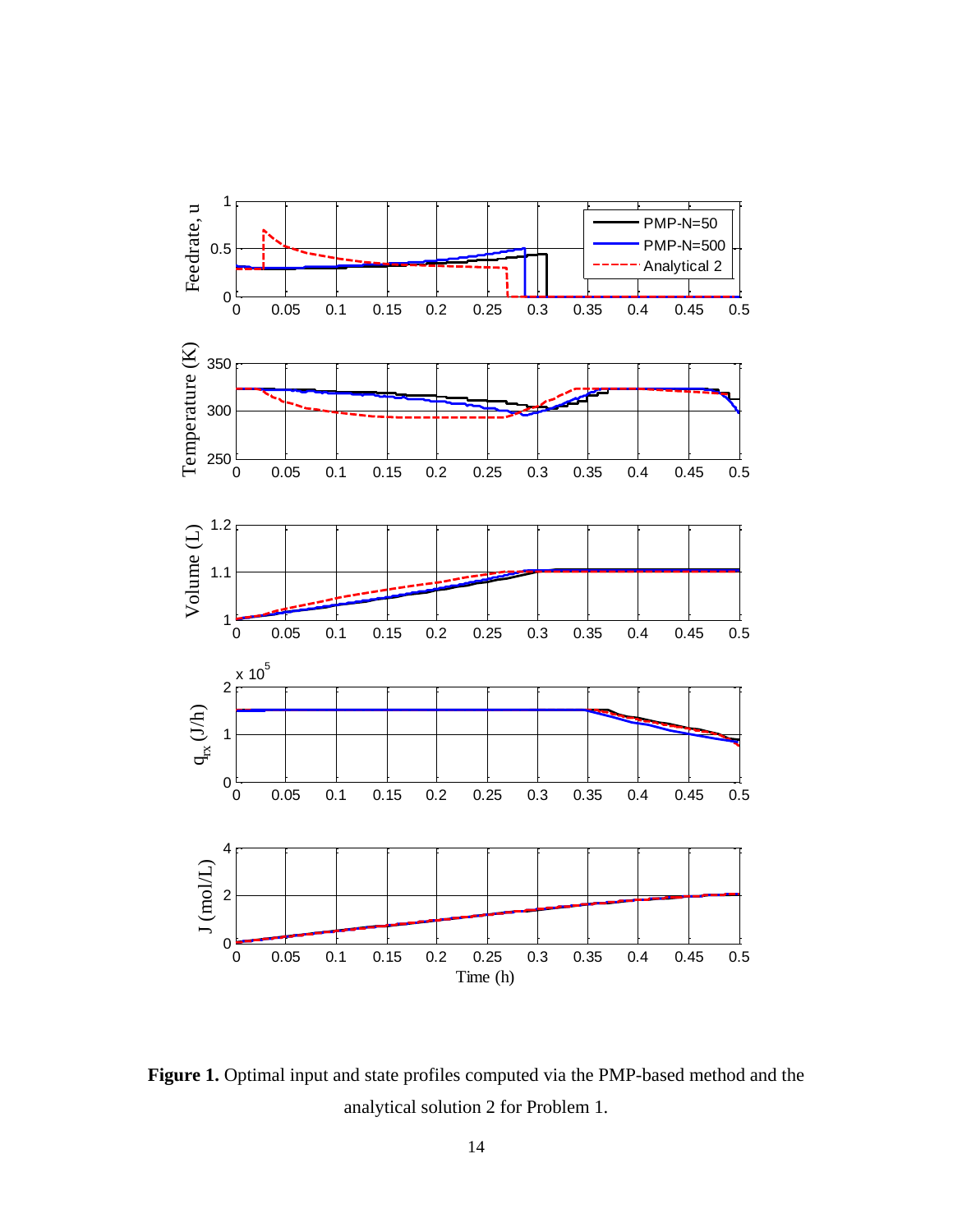**Figure 1.** Optimal input and state profiles computed via the PMP-based method and the analytical solution 2 for Problem 1.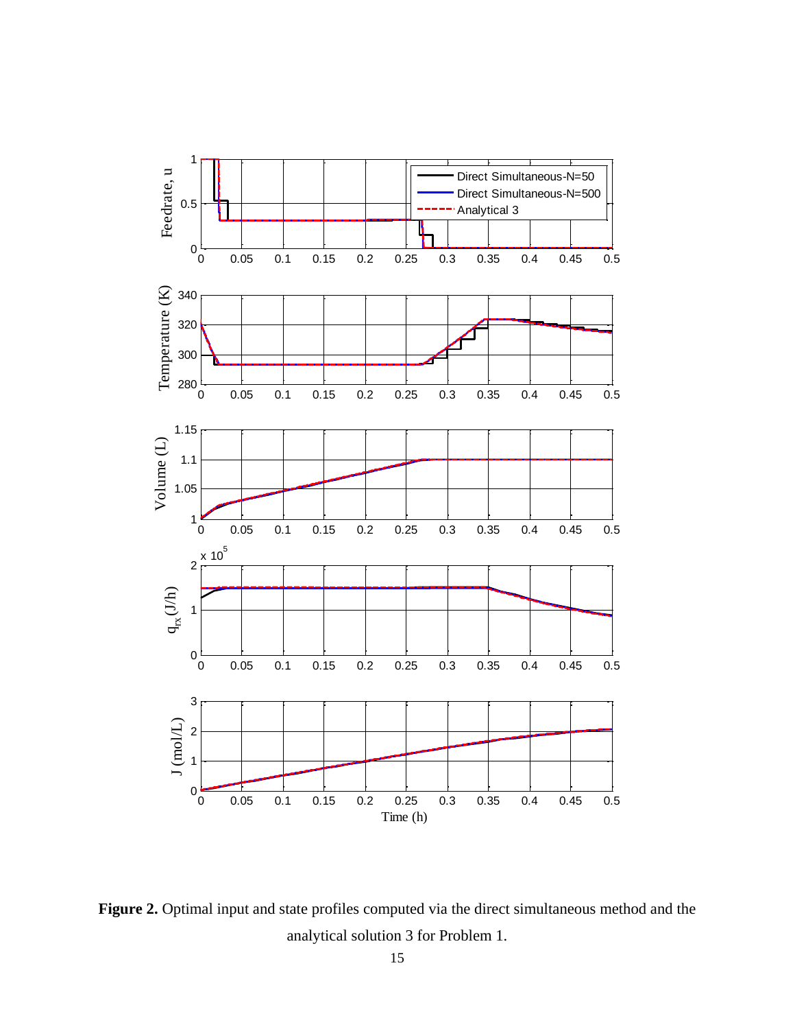**Figure 2.** Optimal input and state profiles computed via the direct simultaneous method and the analytical solution 3 for Problem 1.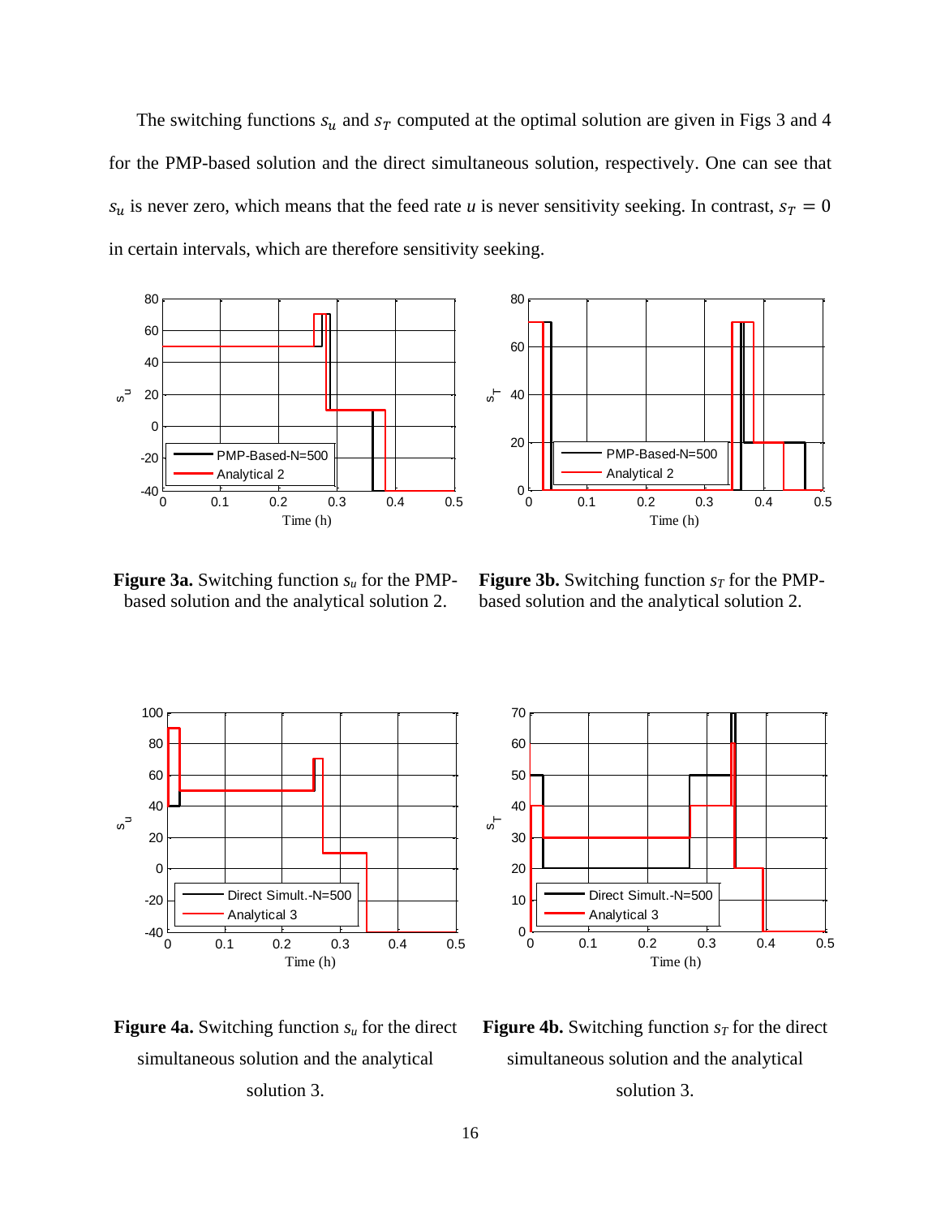The switching functions $s_u$ and $s_T$ computed at the optimal solution are given in Figs 3 and 4 for the PMP-based solution and the direct simultaneous solution, respectively. One can see that $s_u$ is never zero, which means that the feed rate $u$ is never sensitivity seeking. In contrast, $s_T = 0$ in certain intervals, which are therefore sensitivity seeking.

**Figure 3a.** Switching function $s_u$ for the PMP-based solution and the analytical solution 2.

**Figure 3b.** Switching function $s_T$ for the PMP-based solution and the analytical solution 2.

**Figure 4a.** Switching function $s_u$ for the direct simultaneous solution and the analytical solution 3.

**Figure 4b.** Switching function $s_T$ for the direct simultaneous solution and the analytical solution 3.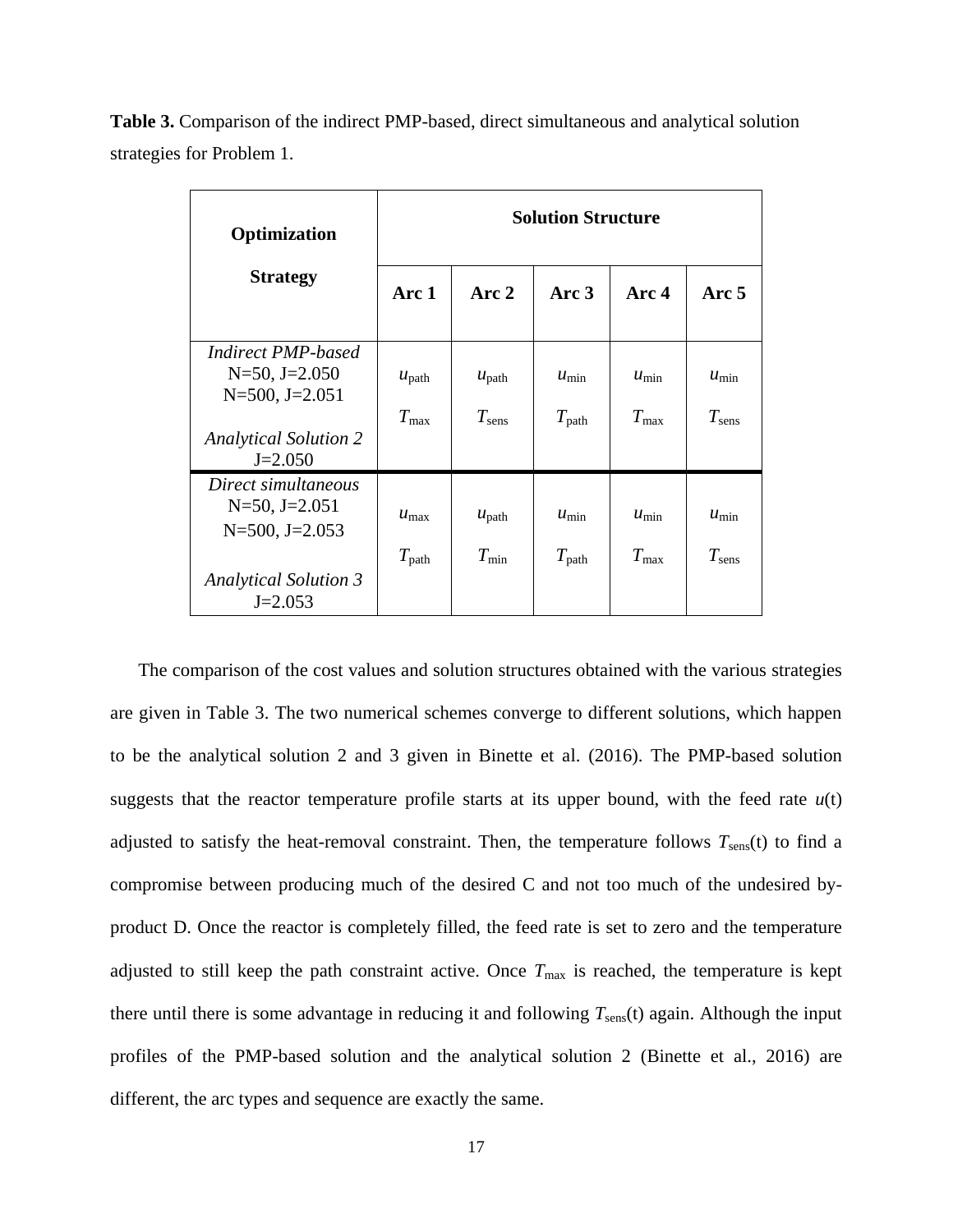**Table 3.** Comparison of the indirect PMP-based, direct simultaneous and analytical solution strategies for Problem 1.

| Optimization Strategy | Solution Structure | | | | |
|---|---|---|---|---|---|
| | Arc 1 | Arc 2 | Arc 3 | Arc 4 | Arc 5 |
| *Indirect PMP-based* N=50, J=2.050 N=500, J=2.051 *Analytical Solution 2* J=2.050 | $u_{\text{path}}$ $T_{\text{max}}$ | $u_{\text{path}}$ $T_{\text{sens}}$ | $u_{\text{min}}$ $T_{\text{path}}$ | $u_{\text{min}}$ $T_{\text{max}}$ | $u_{\text{min}}$ $T_{\text{sens}}$ |
| *Direct simultaneous* N=50, J=2.051 N=500, J=2.053 *Analytical Solution 3* J=2.053 | $u_{\text{max}}$ $T_{\text{path}}$ | $u_{\text{path}}$ $T_{\text{min}}$ | $u_{\text{min}}$ $T_{\text{path}}$ | $u_{\text{min}}$ $T_{\text{max}}$ | $u_{\text{min}}$ $T_{\text{sens}}$ |

The comparison of the cost values and solution structures obtained with the various strategies are given in Table 3. The two numerical schemes converge to different solutions, which happen to be the analytical solution 2 and 3 given in Binette et al. (2016). The PMP-based solution suggests that the reactor temperature profile starts at its upper bound, with the feed rate $u$(t) adjusted to satisfy the heat-removal constraint. Then, the temperature follows $T_{\text{sens}}$(t) to find a compromise between producing much of the desired C and not too much of the undesired by-product D. Once the reactor is completely filled, the feed rate is set to zero and the temperature adjusted to still keep the path constraint active. Once $T_{\text{max}}$ is reached, the temperature is kept there until there is some advantage in reducing it and following $T_{\text{sens}}$(t) again. Although the input profiles of the PMP-based solution and the analytical solution 2 (Binette et al., 2016) are different, the arc types and sequence are exactly the same.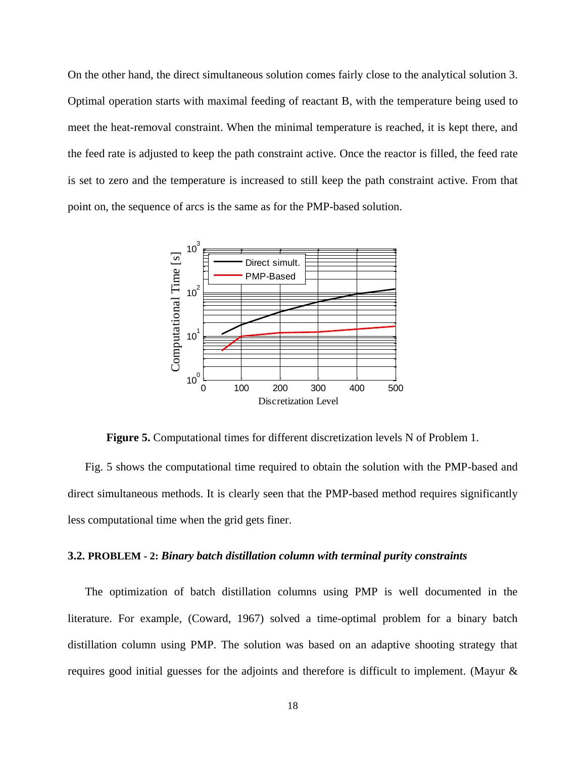On the other hand, the direct simultaneous solution comes fairly close to the analytical solution 3. Optimal operation starts with maximal feeding of reactant B, with the temperature being used to meet the heat-removal constraint. When the minimal temperature is reached, it is kept there, and the feed rate is adjusted to keep the path constraint active. Once the reactor is filled, the feed rate is set to zero and the temperature is increased to still keep the path constraint active. From that point on, the sequence of arcs is the same as for the PMP-based solution.

**Figure 5.** Computational times for different discretization levels N of Problem 1.

Fig. 5 shows the computational time required to obtain the solution with the PMP-based and direct simultaneous methods. It is clearly seen that the PMP-based method requires significantly less computational time when the grid gets finer.

### 3.2. PROBLEM - 2: *Binary batch distillation column with terminal purity constraints*

The optimization of batch distillation columns using PMP is well documented in the literature. For example, (Coward, 1967) solved a time-optimal problem for a binary batch distillation column using PMP. The solution was based on an adaptive shooting strategy that requires good initial guesses for the adjoints and therefore is difficult to implement. (Mayur &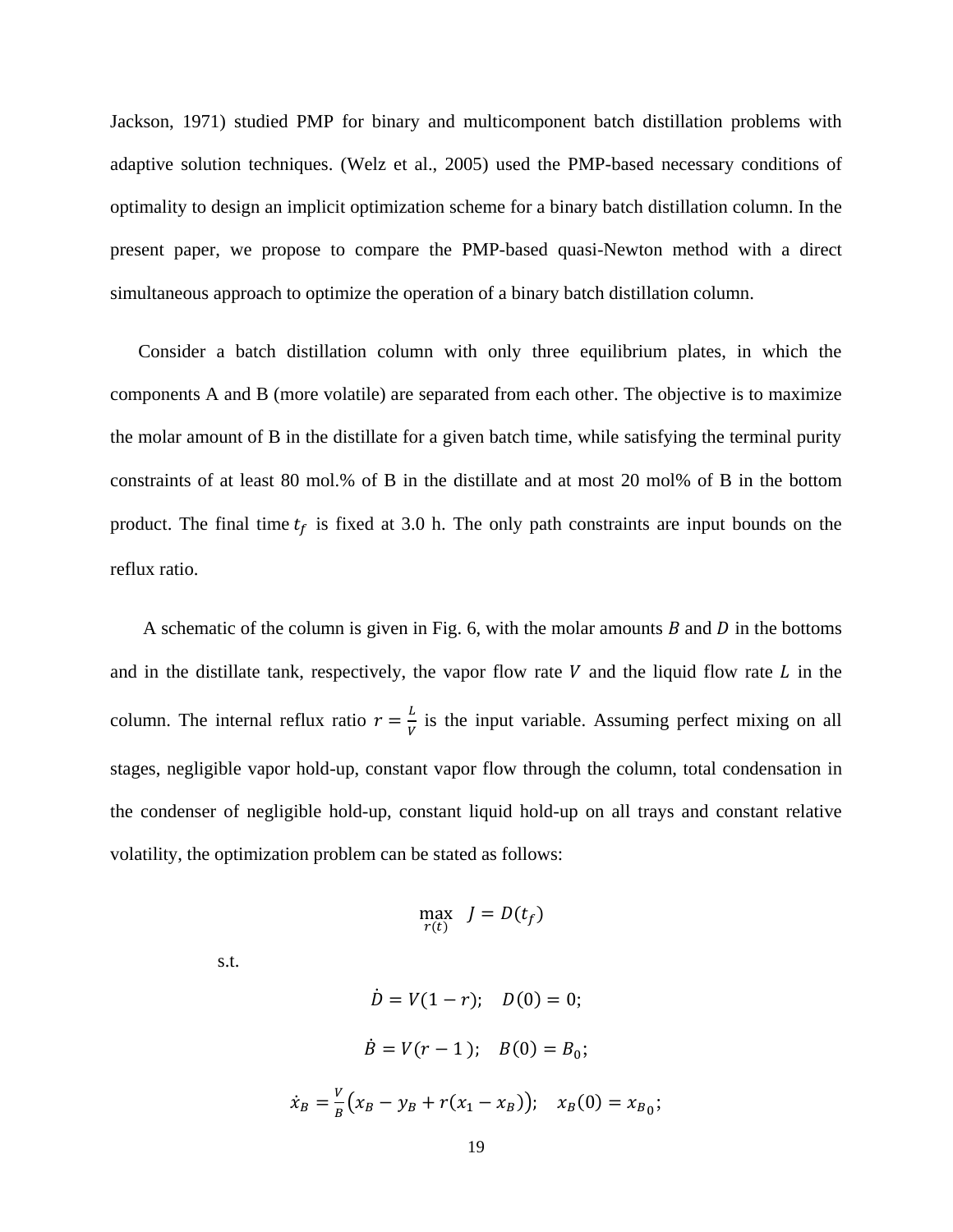Jackson, 1971) studied PMP for binary and multicomponent batch distillation problems with adaptive solution techniques. (Welz et al., 2005) used the PMP-based necessary conditions of optimality to design an implicit optimization scheme for a binary batch distillation column. In the present paper, we propose to compare the PMP-based quasi-Newton method with a direct simultaneous approach to optimize the operation of a binary batch distillation column.

Consider a batch distillation column with only three equilibrium plates, in which the components A and B (more volatile) are separated from each other. The objective is to maximize the molar amount of B in the distillate for a given batch time, while satisfying the terminal purity constraints of at least 80 mol.% of B in the distillate and at most 20 mol% of B in the bottom product. The final time $t_f$ is fixed at 3.0 h. The only path constraints are input bounds on the reflux ratio.

A schematic of the column is given in Fig. 6, with the molar amounts $B$ and $D$ in the bottoms and in the distillate tank, respectively, the vapor flow rate $V$ and the liquid flow rate $L$ in the column. The internal reflux ratio $r = \frac{L}{V}$ is the input variable. Assuming perfect mixing on all stages, negligible vapor hold-up, constant vapor flow through the column, total condensation in the condenser of negligible hold-up, constant liquid hold-up on all trays and constant relative volatility, the optimization problem can be stated as follows:

$$\max_{r(t)} \quad J = D(t_f)$$

s.t.

$$\dot{D} = V(1 - r); \quad D(0) = 0;$$

$$\dot{B} = V(r - 1); \quad B(0) = B_0;$$

$$\dot{x}_B = \frac{V}{B}\big(x_B - y_B + r(x_1 - x_B)\big); \quad x_B(0) = x_{B_0};$$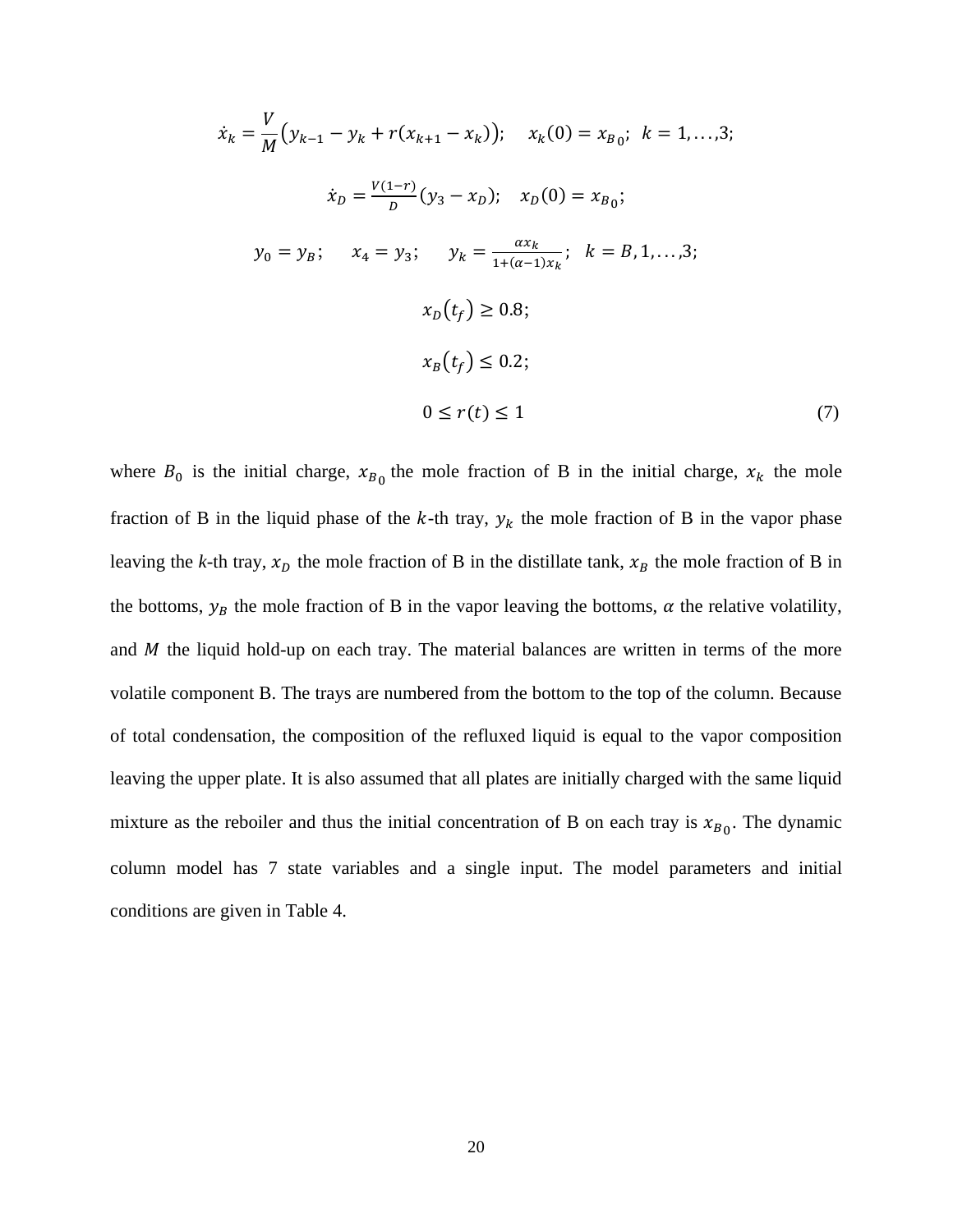$$\dot{x}_k = \frac{V}{M}\left(y_{k-1} - y_k + r(x_{k+1} - x_k)\right); \quad x_k(0) = x_{B_0}; \; k = 1, \ldots, 3;$$

$$\dot{x}_D = \frac{V(1-r)}{D}(y_3 - x_D); \quad x_D(0) = x_{B_0};$$

$$y_0 = y_B; \quad x_4 = y_3; \quad y_k = \frac{\alpha x_k}{1+(\alpha-1)x_k}; \; k = B, 1, \ldots, 3;$$

$$x_D(t_f) \geq 0.8;$$

$$x_B(t_f) \leq 0.2;$$

$$0 \leq r(t) \leq 1 \tag{7}$$

where $B_0$ is the initial charge, $x_{B_0}$ the mole fraction of B in the initial charge, $x_k$ the mole fraction of B in the liquid phase of the $k$-th tray, $y_k$ the mole fraction of B in the vapor phase leaving the $k$-th tray, $x_D$ the mole fraction of B in the distillate tank, $x_B$ the mole fraction of B in the bottoms, $y_B$ the mole fraction of B in the vapor leaving the bottoms, $\alpha$ the relative volatility, and $M$ the liquid hold-up on each tray. The material balances are written in terms of the more volatile component B. The trays are numbered from the bottom to the top of the column. Because of total condensation, the composition of the refluxed liquid is equal to the vapor composition leaving the upper plate. It is also assumed that all plates are initially charged with the same liquid mixture as the reboiler and thus the initial concentration of B on each tray is $x_{B_0}$. The dynamic column model has 7 state variables and a single input. The model parameters and initial conditions are given in Table 4.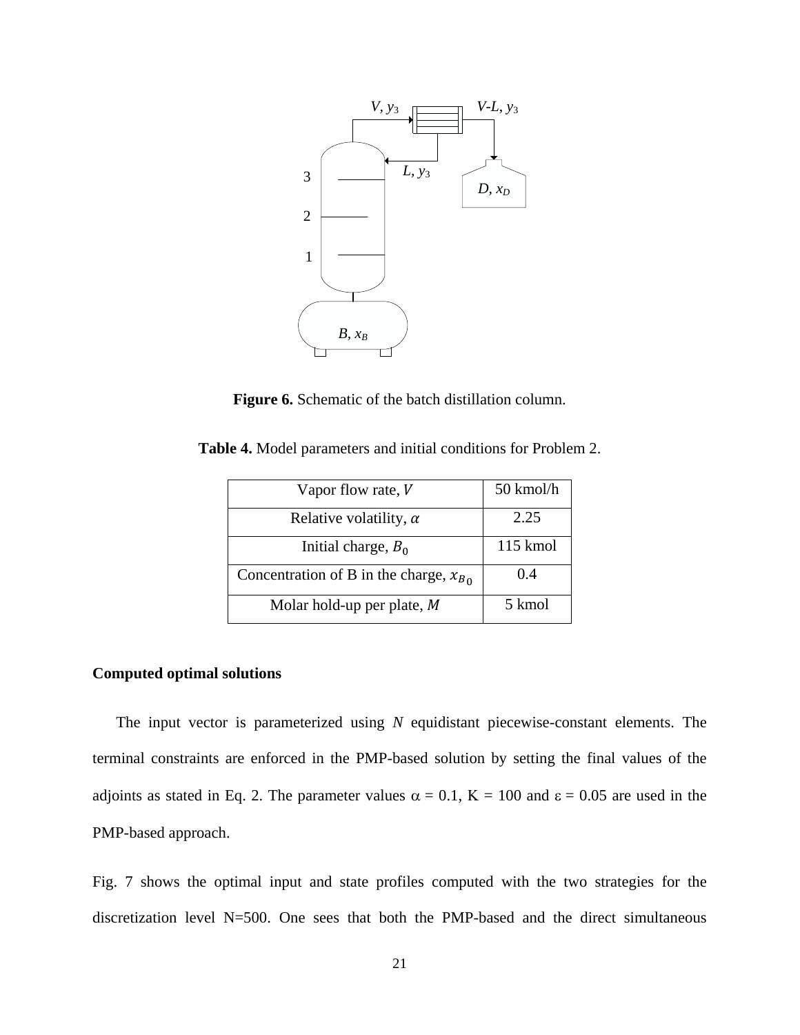**Figure 6.** Schematic of the batch distillation column.

**Table 4.** Model parameters and initial conditions for Problem 2.

| Parameter | Value |
|---|---|
| Vapor flow rate, $V$ | 50 kmol/h |
| Relative volatility, $\alpha$ | 2.25 |
| Initial charge, $B_0$ | 115 kmol |
| Concentration of B in the charge, $x_{B_0}$ | 0.4 |
| Molar hold-up per plate, $M$ | 5 kmol |

**Computed optimal solutions**

The input vector is parameterized using $N$ equidistant piecewise-constant elements. The terminal constraints are enforced in the PMP-based solution by setting the final values of the adjoints as stated in Eq. 2. The parameter values $\alpha = 0.1$, $K = 100$ and $\varepsilon = 0.05$ are used in the PMP-based approach.

Fig. 7 shows the optimal input and state profiles computed with the two strategies for the discretization level N=500. One sees that both the PMP-based and the direct simultaneous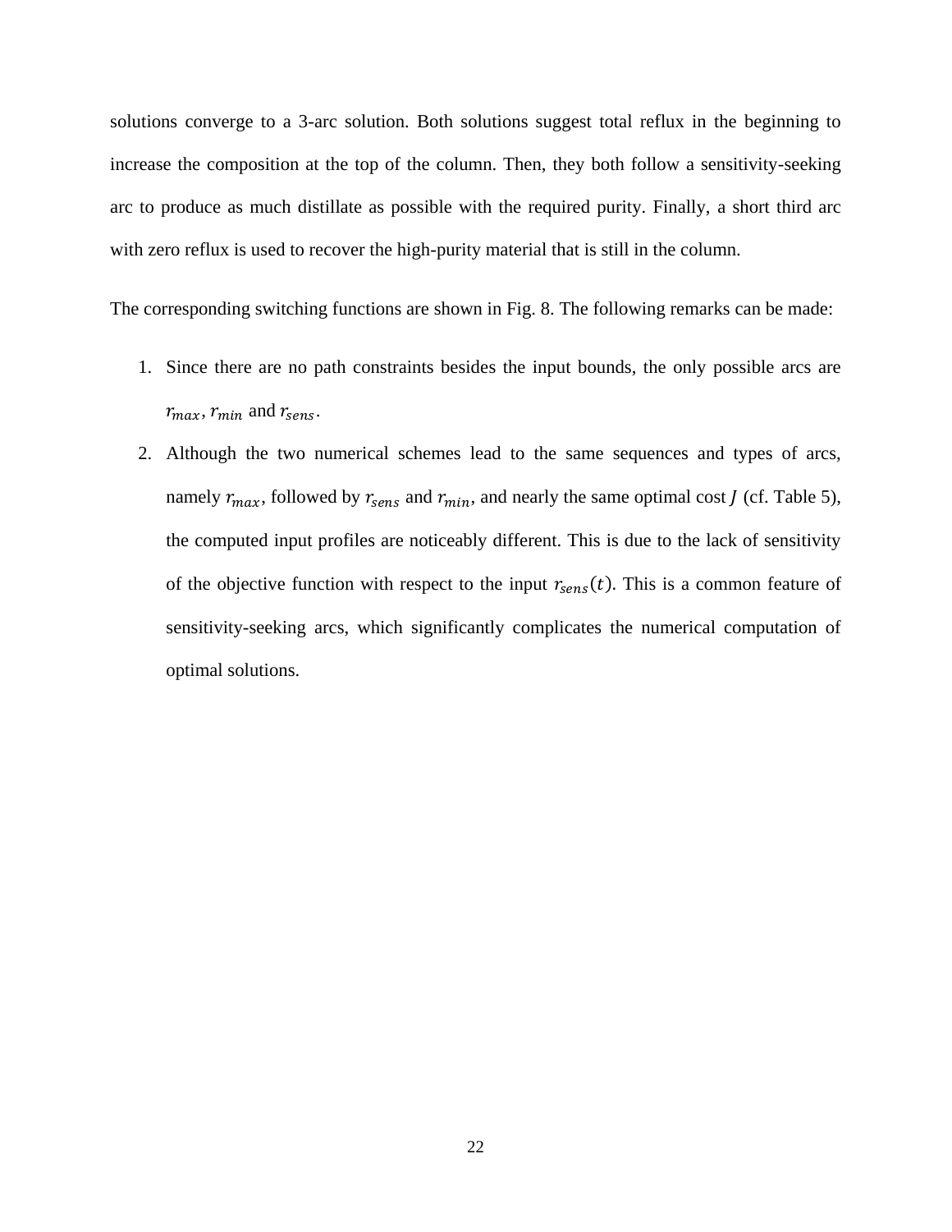solutions converge to a 3-arc solution. Both solutions suggest total reflux in the beginning to increase the composition at the top of the column. Then, they both follow a sensitivity-seeking arc to produce as much distillate as possible with the required purity. Finally, a short third arc with zero reflux is used to recover the high-purity material that is still in the column.

The corresponding switching functions are shown in Fig. 8. The following remarks can be made:

1. Since there are no path constraints besides the input bounds, the only possible arcs are $r_{max}$, $r_{min}$ and $r_{sens}$.
2. Although the two numerical schemes lead to the same sequences and types of arcs, namely $r_{max}$, followed by $r_{sens}$ and $r_{min}$, and nearly the same optimal cost $J$ (cf. Table 5), the computed input profiles are noticeably different. This is due to the lack of sensitivity of the objective function with respect to the input $r_{sens}(t)$. This is a common feature of sensitivity-seeking arcs, which significantly complicates the numerical computation of optimal solutions.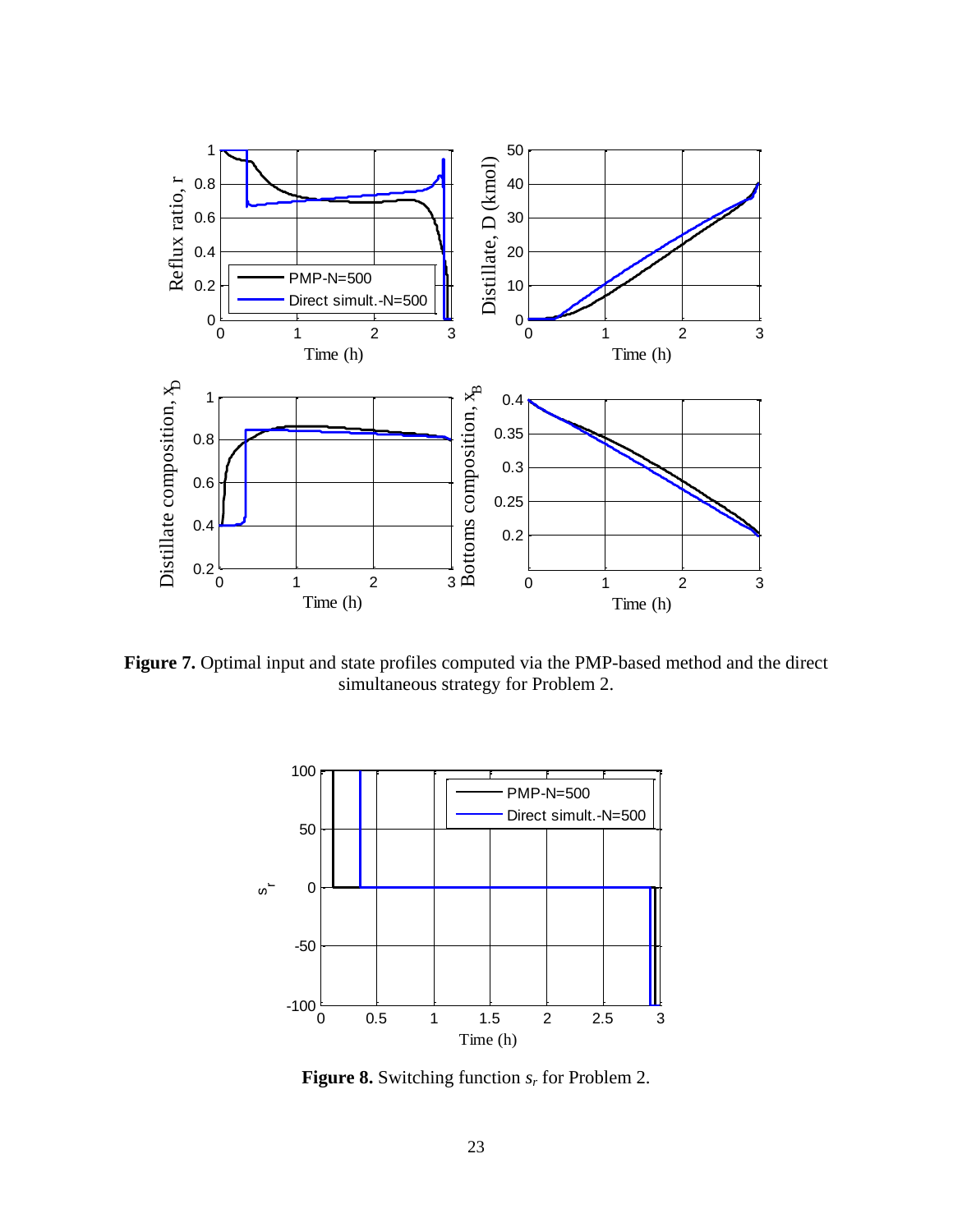**Figure 7.** Optimal input and state profiles computed via the PMP-based method and the direct simultaneous strategy for Problem 2.

**Figure 8.** Switching function $s_r$ for Problem 2.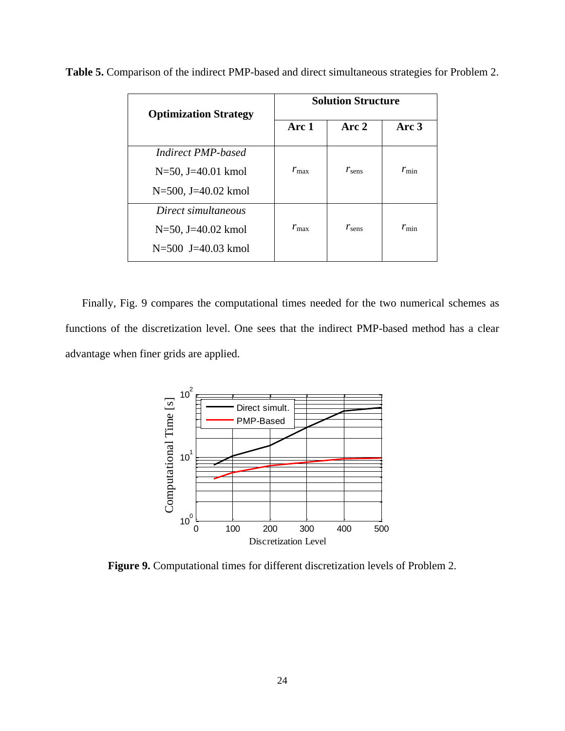**Table 5.** Comparison of the indirect PMP-based and direct simultaneous strategies for Problem 2.

| Optimization Strategy | Solution Structure | | |
|---|---|---|---|
| | Arc 1 | Arc 2 | Arc 3 |
| *Indirect PMP-based*<br>N=50, J=40.01 kmol<br>N=500, J=40.02 kmol | $r_{\max}$ | $r_{\text{sens}}$ | $r_{\min}$ |
| *Direct simultaneous*<br>N=50, J=40.02 kmol<br>N=500  J=40.03 kmol | $r_{\max}$ | $r_{\text{sens}}$ | $r_{\min}$ |

Finally, Fig. 9 compares the computational times needed for the two numerical schemes as functions of the discretization level. One sees that the indirect PMP-based method has a clear advantage when finer grids are applied.

**Figure 9.** Computational times for different discretization levels of Problem 2.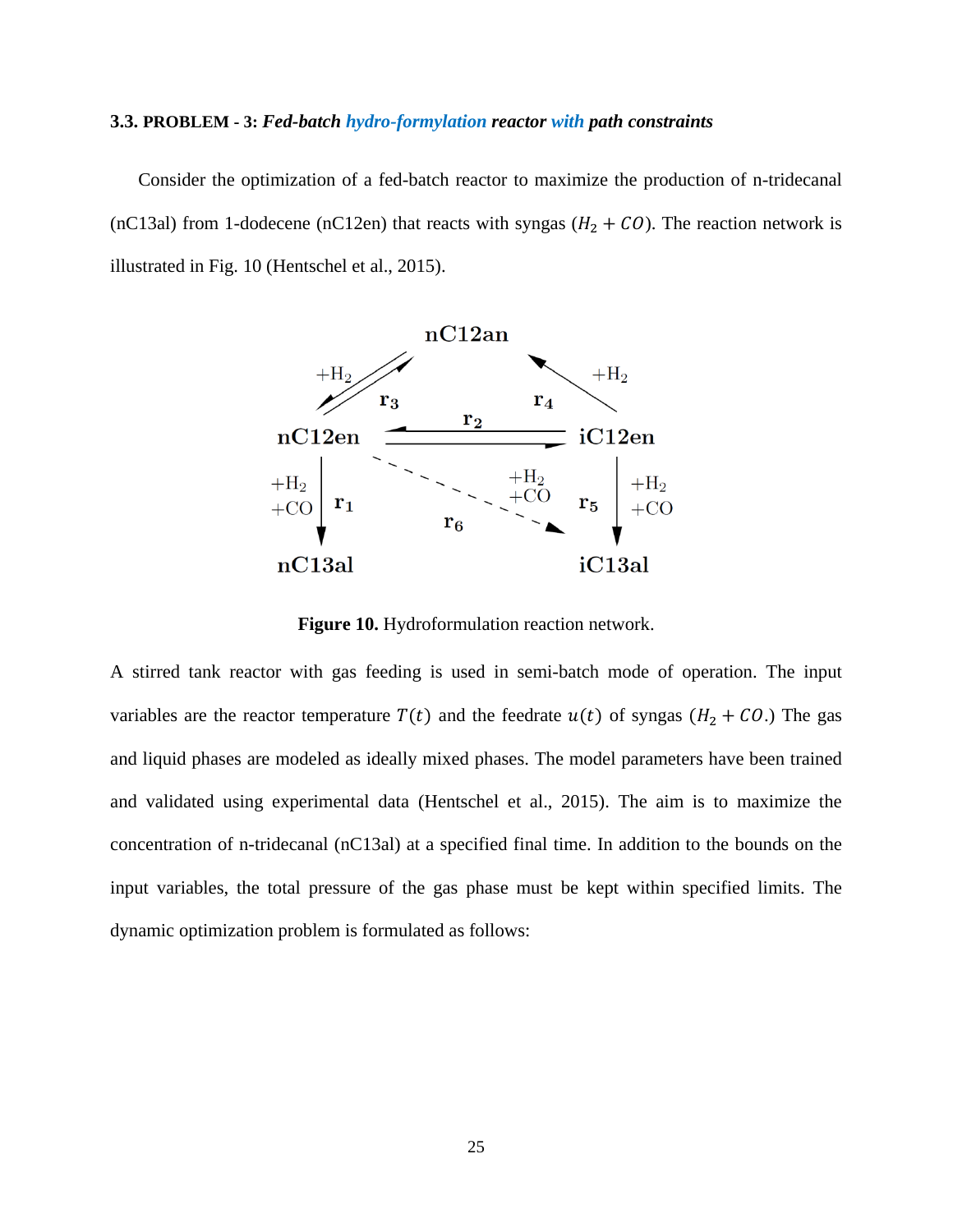### 3.3. PROBLEM - 3: *Fed-batch hydro-formylation reactor with path constraints*

Consider the optimization of a fed-batch reactor to maximize the production of n-tridecanal (nC13al) from 1-dodecene (nC12en) that reacts with syngas ($H_2 + CO$). The reaction network is illustrated in Fig. 10 (Hentschel et al., 2015).

**Figure 10.** Hydroformulation reaction network.

A stirred tank reactor with gas feeding is used in semi-batch mode of operation. The input variables are the reactor temperature $T(t)$ and the feedrate $u(t)$ of syngas ($H_2 + CO$.) The gas and liquid phases are modeled as ideally mixed phases. The model parameters have been trained and validated using experimental data (Hentschel et al., 2015). The aim is to maximize the concentration of n-tridecanal (nC13al) at a specified final time. In addition to the bounds on the input variables, the total pressure of the gas phase must be kept within specified limits. The dynamic optimization problem is formulated as follows: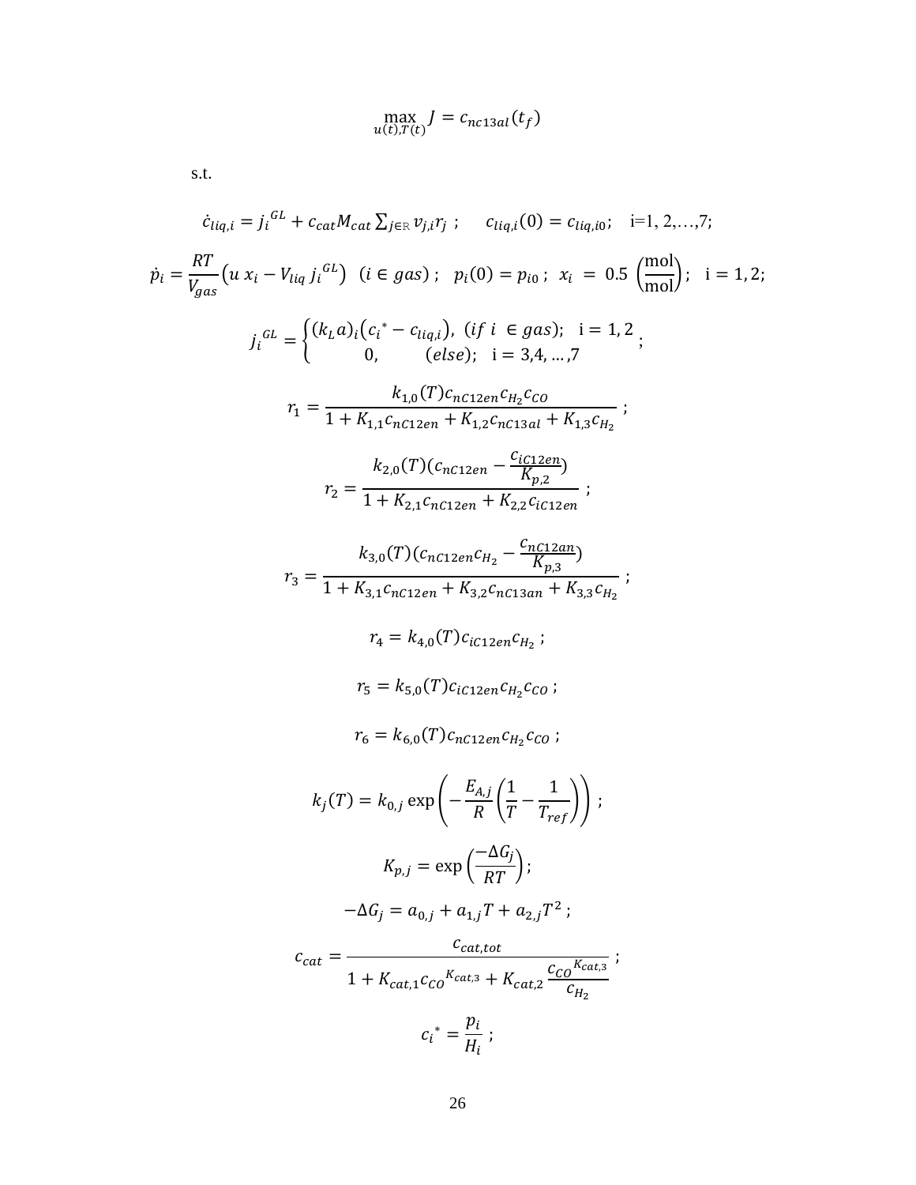$$\max_{u(t),T(t)} J = c_{nc13al}(t_f)$$

s.t.

$$\dot{c}_{liq,i} = j_i^{GL} + c_{cat}M_{cat}\sum_{j\in \mathrm{R}} \nu_{j,i} r_j \;; \qquad c_{liq,i}(0) = c_{liq,i0}; \quad \mathrm{i}=1, 2,\ldots,7;$$

$$\dot{p}_i = \frac{RT}{V_{gas}}\left(u\, x_i - V_{liq}\, j_i^{GL}\right) \;\; (i \in gas)\;; \;\; p_i(0) = p_{i0}\;; \;\; x_i \;=\; 0.5\; \left(\frac{\mathrm{mol}}{\mathrm{mol}}\right); \;\; \mathrm{i} = 1, 2;$$

$$j_i^{GL} = \begin{cases} (k_L a)_i\left(c_i^* - c_{liq,i}\right), \; (if\; i \;\in gas); \;\; \mathrm{i} = 1, 2 \\ \qquad 0, \qquad\quad (else); \;\; \mathrm{i} = 3,4,\ldots,7 \end{cases};$$

$$r_1 = \frac{k_{1,0}(T)c_{nC12en}c_{H_2}c_{CO}}{1 + K_{1,1}c_{nC12en} + K_{1,2}c_{nC13al} + K_{1,3}c_{H_2}}\;;$$

$$r_2 = \frac{k_{2,0}(T)(c_{nC12en} - \frac{c_{iC12en}}{K_{p,2}})}{1 + K_{2,1}c_{nC12en} + K_{2,2}c_{iC12en}}\;;$$

$$r_3 = \frac{k_{3,0}(T)(c_{nC12en}c_{H_2} - \frac{c_{nC12an}}{K_{p,3}})}{1 + K_{3,1}c_{nC12en} + K_{3,2}c_{nC13an} + K_{3,3}c_{H_2}}\;;$$

$$r_4 = k_{4,0}(T)c_{iC12en}c_{H_2}\;;$$

$$r_5 = k_{5,0}(T)c_{iC12en}c_{H_2}c_{CO}\;;$$

$$r_6 = k_{6,0}(T)c_{nC12en}c_{H_2}c_{CO}\;;$$

$$k_j(T) = k_{0,j}\exp\left(-\frac{E_{A,j}}{R}\left(\frac{1}{T} - \frac{1}{T_{ref}}\right)\right)\;;$$

$$K_{p,j} = \exp\left(\frac{-\Delta G_j}{RT}\right);$$

$$-\Delta G_j = a_{0,j} + a_{1,j}T + a_{2,j}T^2\;;$$

$$c_{cat} = \frac{c_{cat,tot}}{1 + K_{cat,1}{c_{CO}}^{K_{cat,3}} + K_{cat,2}\,\frac{{c_{CO}}^{K_{cat,3}}}{c_{H_2}}}\;;$$

$$c_i^* = \frac{p_i}{H_i}\;;$$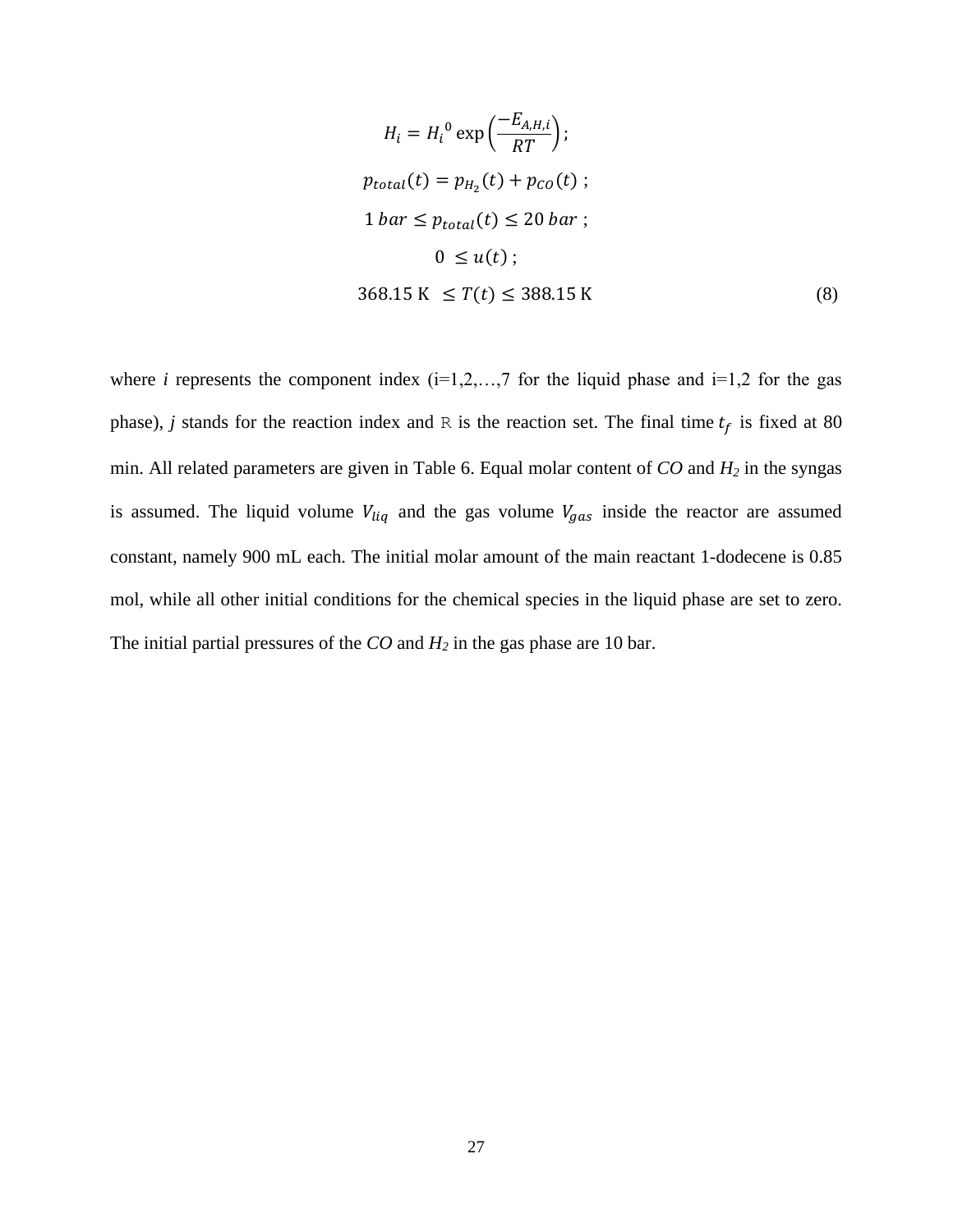$$
\begin{aligned}
&H_i = H_i{}^0 \exp\left(\frac{-E_{A,H,i}}{RT}\right);\\
&p_{total}(t) = p_{H_2}(t) + p_{CO}(t)\ ;\\
&1\ bar \leq p_{total}(t) \leq 20\ bar\ ;\\
&0\ \leq u(t)\ ;\\
&368.15\ \text{K}\ \leq T(t) \leq 388.15\ \text{K}
\end{aligned} \tag{8}
$$

where *i* represents the component index (i=1,2,…,7 for the liquid phase and i=1,2 for the gas phase), *j* stands for the reaction index and R is the reaction set. The final time $t_f$ is fixed at 80 min. All related parameters are given in Table 6. Equal molar content of *CO* and $H_2$ in the syngas is assumed. The liquid volume $V_{liq}$ and the gas volume $V_{gas}$ inside the reactor are assumed constant, namely 900 mL each. The initial molar amount of the main reactant 1-dodecene is 0.85 mol, while all other initial conditions for the chemical species in the liquid phase are set to zero. The initial partial pressures of the *CO* and $H_2$ in the gas phase are 10 bar.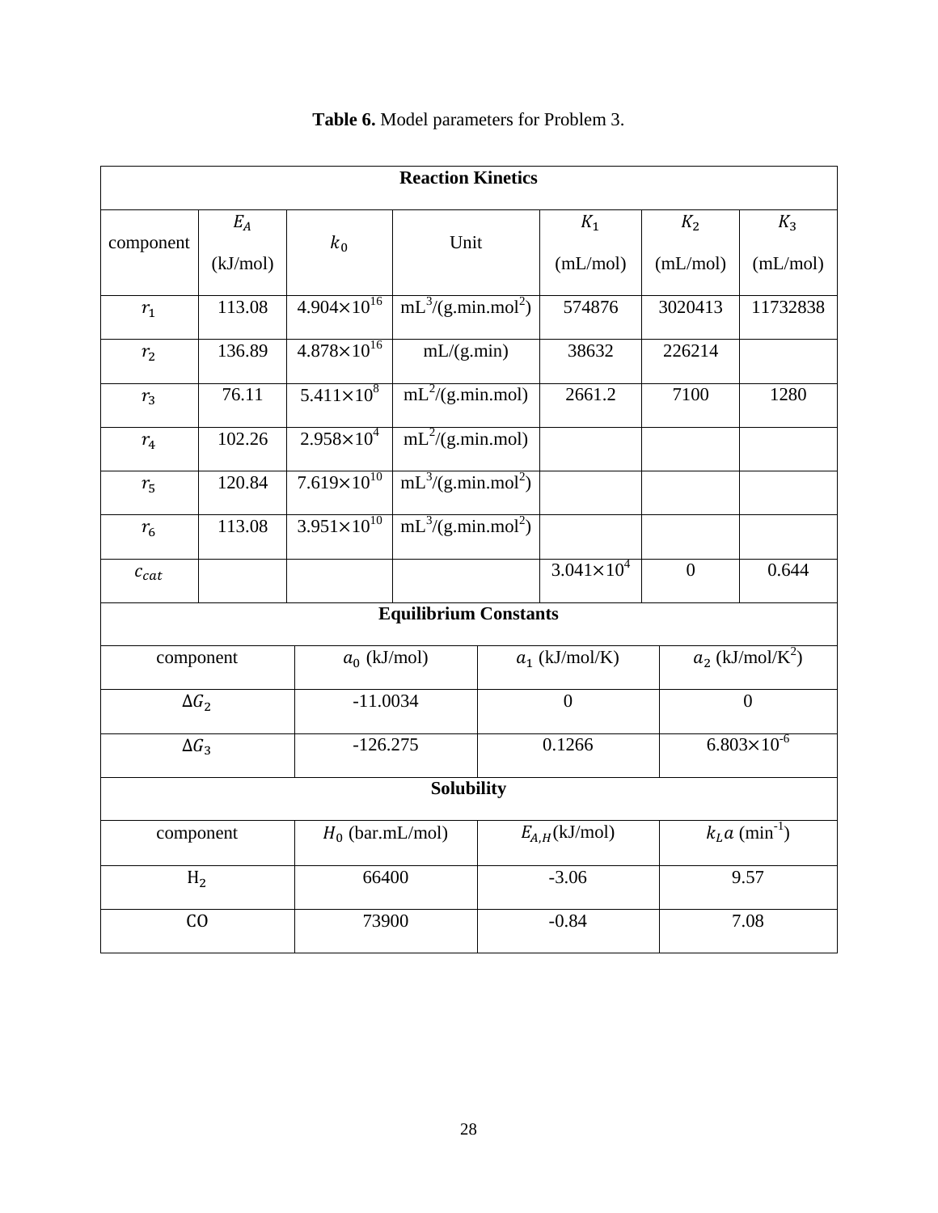**Table 6.** Model parameters for Problem 3.

| Reaction Kinetics | | | | | | |
|---|---|---|---|---|---|---|
| component | $E_A$ (kJ/mol) | $k_0$ | Unit | $K_1$ (mL/mol) | $K_2$ (mL/mol) | $K_3$ (mL/mol) |
| $r_1$ | 113.08 | $4.904\times10^{16}$ | $mL^3/(g.min.mol^2)$ | 574876 | 3020413 | 11732838 |
| $r_2$ | 136.89 | $4.878\times10^{16}$ | mL/(g.min) | 38632 | 226214 | |
| $r_3$ | 76.11 | $5.411\times10^{8}$ | $mL^2/(g.min.mol)$ | 2661.2 | 7100 | 1280 |
| $r_4$ | 102.26 | $2.958\times10^{4}$ | $mL^2/(g.min.mol)$ | | | |
| $r_5$ | 120.84 | $7.619\times10^{10}$ | $mL^3/(g.min.mol^2)$ | | | |
| $r_6$ | 113.08 | $3.951\times10^{10}$ | $mL^3/(g.min.mol^2)$ | | | |
| $c_{cat}$ | | | | $3.041\times10^{4}$ | 0 | 0.644 |

| Equilibrium Constants | | | |
|---|---|---|---|
| component | $a_0$ (kJ/mol) | $a_1$ (kJ/mol/K) | $a_2$ (kJ/mol/K$^2$) |
| $\Delta G_2$ | -11.0034 | 0 | 0 |
| $\Delta G_3$ | -126.275 | 0.1266 | $6.803\times10^{-6}$ |

| Solubility | | | |
|---|---|---|---|
| component | $H_0$ (bar.mL/mol) | $E_{A,H}$(kJ/mol) | $k_L a$ (min$^{-1}$) |
| $H_2$ | 66400 | -3.06 | 9.57 |
| CO | 73900 | -0.84 | 7.08 |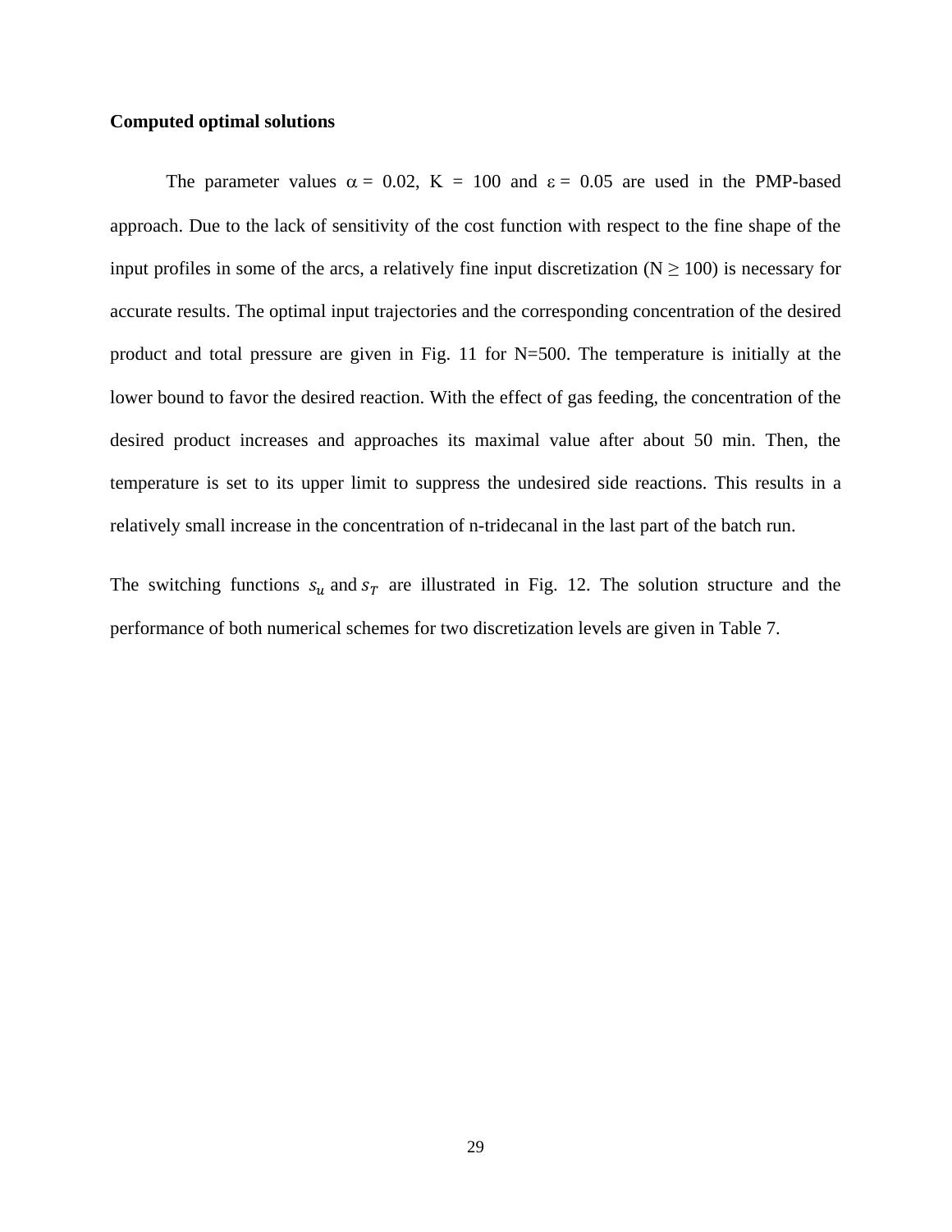**Computed optimal solutions**

The parameter values $\alpha = 0.02$, $K = 100$ and $\varepsilon = 0.05$ are used in the PMP-based approach. Due to the lack of sensitivity of the cost function with respect to the fine shape of the input profiles in some of the arcs, a relatively fine input discretization ($N \geq 100$) is necessary for accurate results. The optimal input trajectories and the corresponding concentration of the desired product and total pressure are given in Fig. 11 for N=500. The temperature is initially at the lower bound to favor the desired reaction. With the effect of gas feeding, the concentration of the desired product increases and approaches its maximal value after about 50 min. Then, the temperature is set to its upper limit to suppress the undesired side reactions. This results in a relatively small increase in the concentration of n-tridecanal in the last part of the batch run.

The switching functions $s_u$ and $s_T$ are illustrated in Fig. 12. The solution structure and the performance of both numerical schemes for two discretization levels are given in Table 7.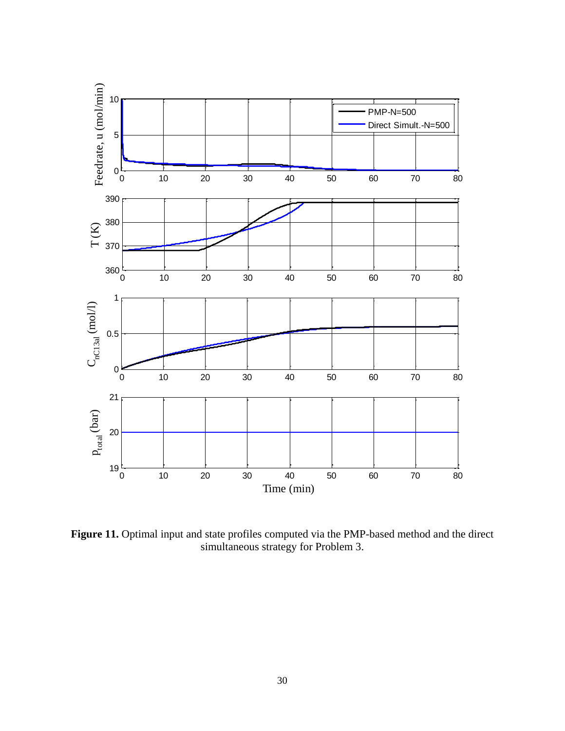**Figure 11.** Optimal input and state profiles computed via the PMP-based method and the direct simultaneous strategy for Problem 3.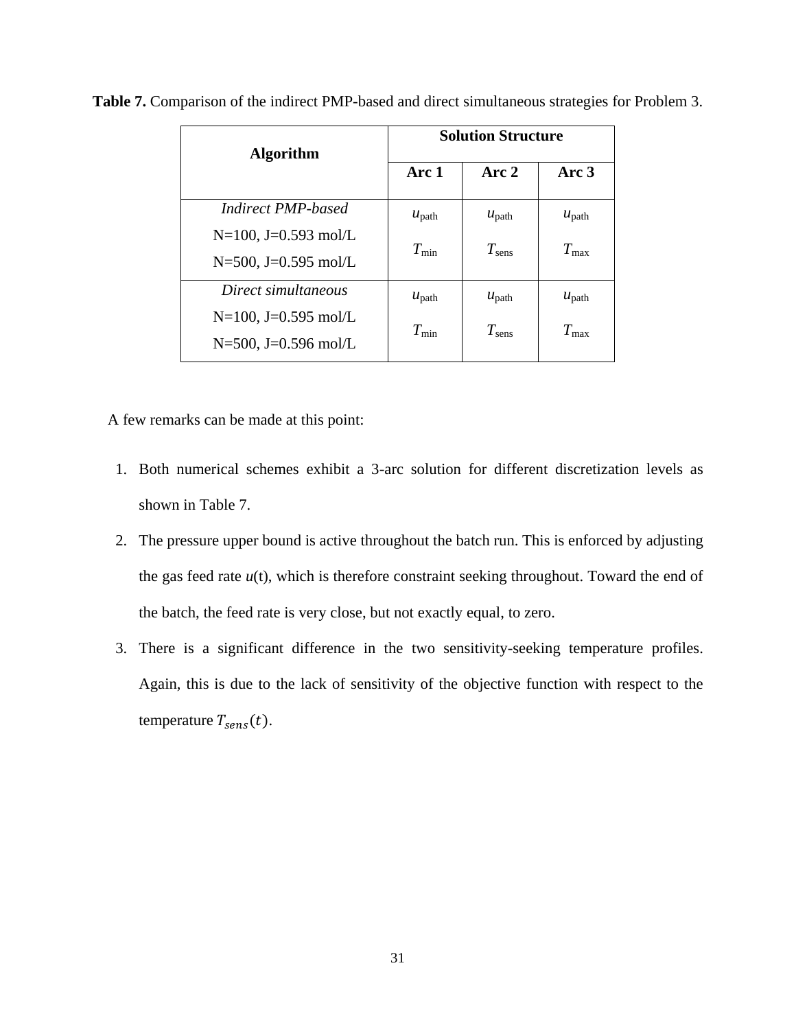**Table 7.** Comparison of the indirect PMP-based and direct simultaneous strategies for Problem 3.

| Algorithm | Solution Structure | | |
|---|---|---|---|
| | Arc 1 | Arc 2 | Arc 3 |
| *Indirect PMP-based*<br>N=100, J=0.593 mol/L<br>N=500, J=0.595 mol/L | $u_{\text{path}}$<br>$T_{\text{min}}$ | $u_{\text{path}}$<br>$T_{\text{sens}}$ | $u_{\text{path}}$<br>$T_{\text{max}}$ |
| *Direct simultaneous*<br>N=100, J=0.595 mol/L<br>N=500, J=0.596 mol/L | $u_{\text{path}}$<br>$T_{\text{min}}$ | $u_{\text{path}}$<br>$T_{\text{sens}}$ | $u_{\text{path}}$<br>$T_{\text{max}}$ |

A few remarks can be made at this point:

1. Both numerical schemes exhibit a 3-arc solution for different discretization levels as shown in Table 7.
2. The pressure upper bound is active throughout the batch run. This is enforced by adjusting the gas feed rate *u*(t), which is therefore constraint seeking throughout. Toward the end of the batch, the feed rate is very close, but not exactly equal, to zero.
3. There is a significant difference in the two sensitivity-seeking temperature profiles. Again, this is due to the lack of sensitivity of the objective function with respect to the temperature $T_{sens}(t)$.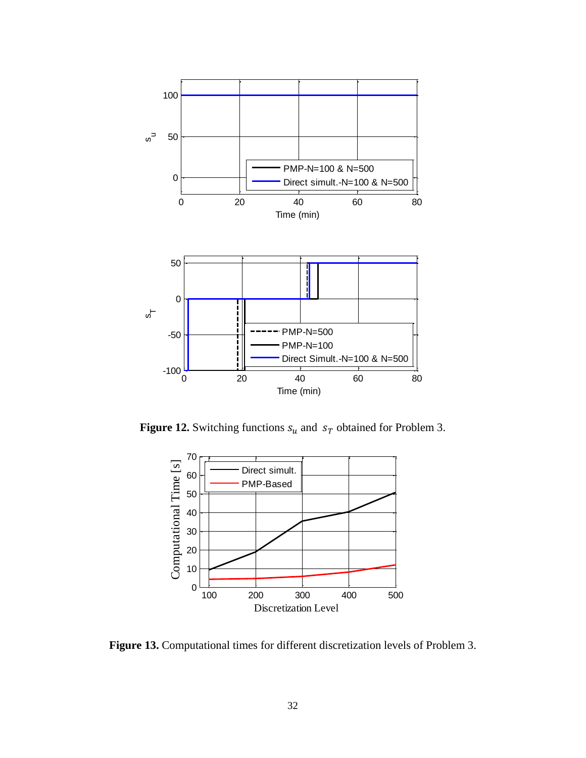**Figure 12.** Switching functions $s_u$ and $s_T$ obtained for Problem 3.

**Figure 13.** Computational times for different discretization levels of Problem 3.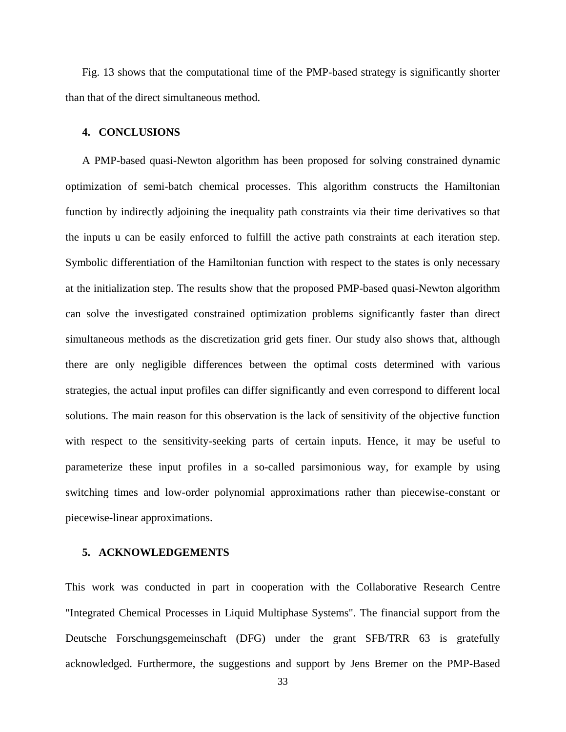Fig. 13 shows that the computational time of the PMP-based strategy is significantly shorter than that of the direct simultaneous method.

## 4. CONCLUSIONS

A PMP-based quasi-Newton algorithm has been proposed for solving constrained dynamic optimization of semi-batch chemical processes. This algorithm constructs the Hamiltonian function by indirectly adjoining the inequality path constraints via their time derivatives so that the inputs u can be easily enforced to fulfill the active path constraints at each iteration step. Symbolic differentiation of the Hamiltonian function with respect to the states is only necessary at the initialization step. The results show that the proposed PMP-based quasi-Newton algorithm can solve the investigated constrained optimization problems significantly faster than direct simultaneous methods as the discretization grid gets finer. Our study also shows that, although there are only negligible differences between the optimal costs determined with various strategies, the actual input profiles can differ significantly and even correspond to different local solutions. The main reason for this observation is the lack of sensitivity of the objective function with respect to the sensitivity-seeking parts of certain inputs. Hence, it may be useful to parameterize these input profiles in a so-called parsimonious way, for example by using switching times and low-order polynomial approximations rather than piecewise-constant or piecewise-linear approximations.

## 5. ACKNOWLEDGEMENTS

This work was conducted in part in cooperation with the Collaborative Research Centre "Integrated Chemical Processes in Liquid Multiphase Systems". The financial support from the Deutsche Forschungsgemeinschaft (DFG) under the grant SFB/TRR 63 is gratefully acknowledged. Furthermore, the suggestions and support by Jens Bremer on the PMP-Based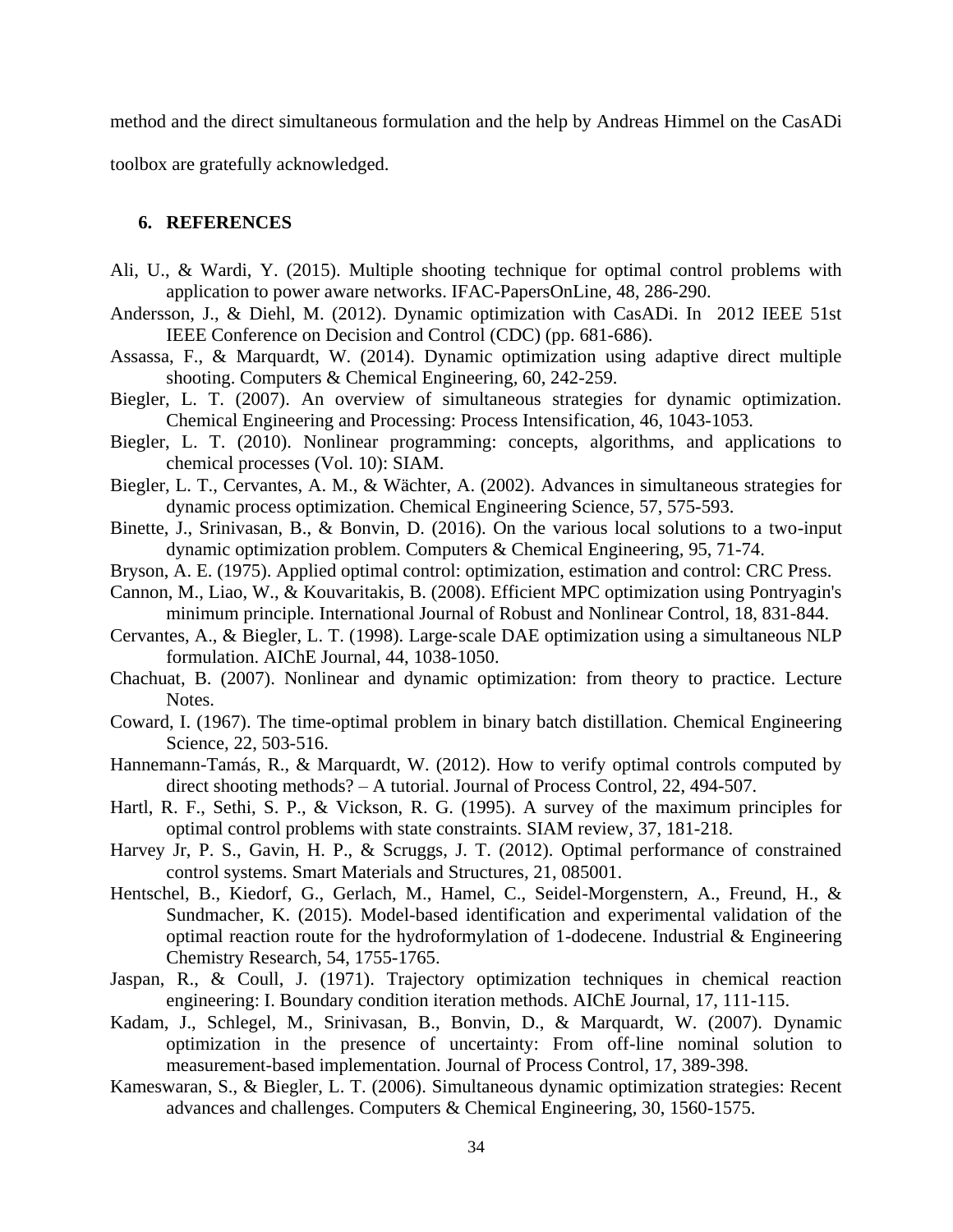method and the direct simultaneous formulation and the help by Andreas Himmel on the CasADi toolbox are gratefully acknowledged.

## 6. REFERENCES

Ali, U., & Wardi, Y. (2015). Multiple shooting technique for optimal control problems with application to power aware networks. IFAC-PapersOnLine, 48, 286-290.

Andersson, J., & Diehl, M. (2012). Dynamic optimization with CasADi. In 2012 IEEE 51st IEEE Conference on Decision and Control (CDC) (pp. 681-686).

Assassa, F., & Marquardt, W. (2014). Dynamic optimization using adaptive direct multiple shooting. Computers & Chemical Engineering, 60, 242-259.

Biegler, L. T. (2007). An overview of simultaneous strategies for dynamic optimization. Chemical Engineering and Processing: Process Intensification, 46, 1043-1053.

Biegler, L. T. (2010). Nonlinear programming: concepts, algorithms, and applications to chemical processes (Vol. 10): SIAM.

Biegler, L. T., Cervantes, A. M., & Wächter, A. (2002). Advances in simultaneous strategies for dynamic process optimization. Chemical Engineering Science, 57, 575-593.

Binette, J., Srinivasan, B., & Bonvin, D. (2016). On the various local solutions to a two-input dynamic optimization problem. Computers & Chemical Engineering, 95, 71-74.

Bryson, A. E. (1975). Applied optimal control: optimization, estimation and control: CRC Press.

Cannon, M., Liao, W., & Kouvaritakis, B. (2008). Efficient MPC optimization using Pontryagin's minimum principle. International Journal of Robust and Nonlinear Control, 18, 831-844.

Cervantes, A., & Biegler, L. T. (1998). Large‐scale DAE optimization using a simultaneous NLP formulation. AIChE Journal, 44, 1038-1050.

Chachuat, B. (2007). Nonlinear and dynamic optimization: from theory to practice. Lecture Notes.

Coward, I. (1967). The time-optimal problem in binary batch distillation. Chemical Engineering Science, 22, 503-516.

Hannemann-Tamás, R., & Marquardt, W. (2012). How to verify optimal controls computed by direct shooting methods? – A tutorial. Journal of Process Control, 22, 494-507.

Hartl, R. F., Sethi, S. P., & Vickson, R. G. (1995). A survey of the maximum principles for optimal control problems with state constraints. SIAM review, 37, 181-218.

Harvey Jr, P. S., Gavin, H. P., & Scruggs, J. T. (2012). Optimal performance of constrained control systems. Smart Materials and Structures, 21, 085001.

Hentschel, B., Kiedorf, G., Gerlach, M., Hamel, C., Seidel-Morgenstern, A., Freund, H., & Sundmacher, K. (2015). Model-based identification and experimental validation of the optimal reaction route for the hydroformylation of 1-dodecene. Industrial & Engineering Chemistry Research, 54, 1755-1765.

Jaspan, R., & Coull, J. (1971). Trajectory optimization techniques in chemical reaction engineering: I. Boundary condition iteration methods. AIChE Journal, 17, 111-115.

Kadam, J., Schlegel, M., Srinivasan, B., Bonvin, D., & Marquardt, W. (2007). Dynamic optimization in the presence of uncertainty: From off-line nominal solution to measurement-based implementation. Journal of Process Control, 17, 389-398.

Kameswaran, S., & Biegler, L. T. (2006). Simultaneous dynamic optimization strategies: Recent advances and challenges. Computers & Chemical Engineering, 30, 1560-1575.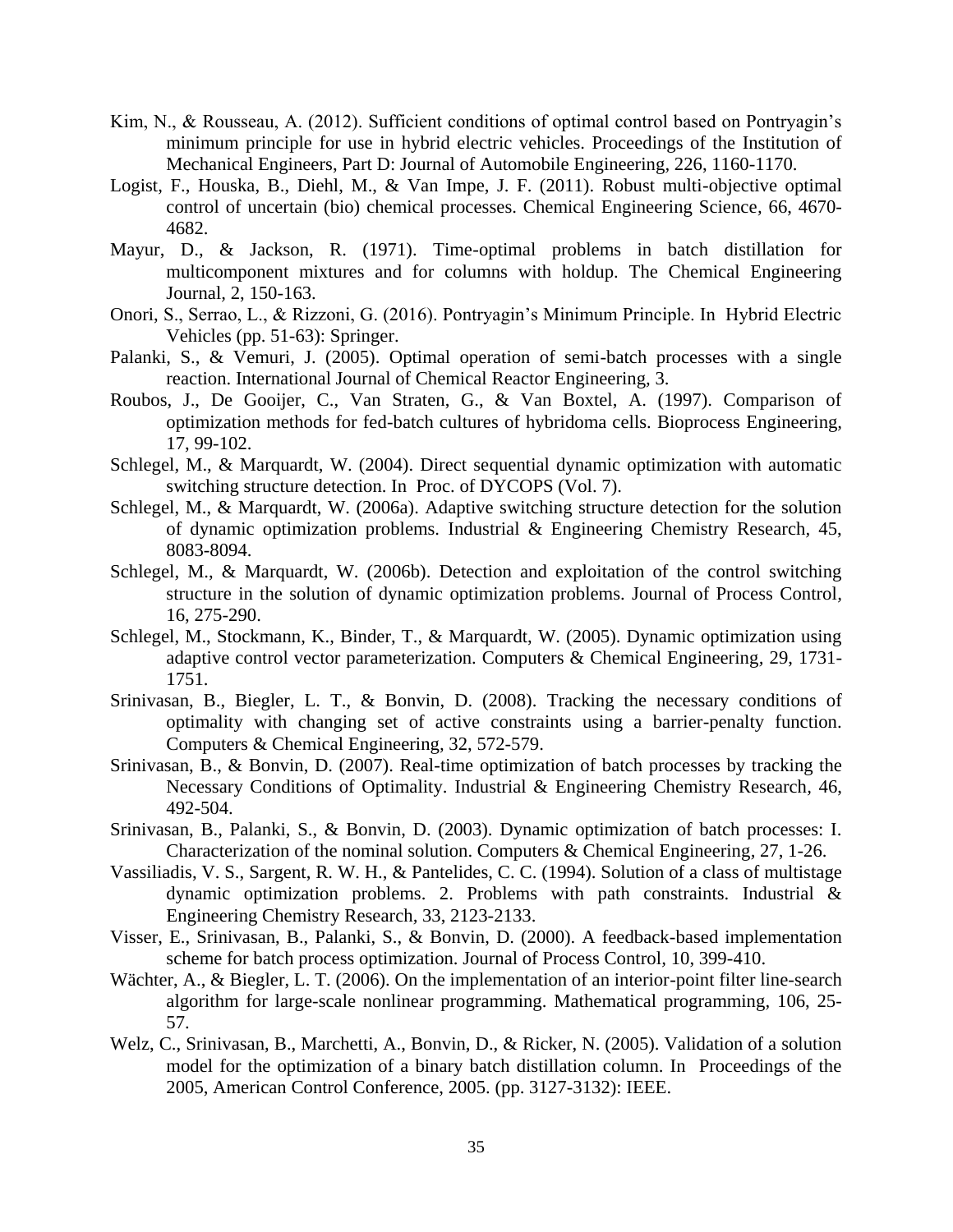Kim, N., & Rousseau, A. (2012). Sufficient conditions of optimal control based on Pontryagin's minimum principle for use in hybrid electric vehicles. Proceedings of the Institution of Mechanical Engineers, Part D: Journal of Automobile Engineering, 226, 1160-1170.

Logist, F., Houska, B., Diehl, M., & Van Impe, J. F. (2011). Robust multi-objective optimal control of uncertain (bio) chemical processes. Chemical Engineering Science, 66, 4670-4682.

Mayur, D., & Jackson, R. (1971). Time-optimal problems in batch distillation for multicomponent mixtures and for columns with holdup. The Chemical Engineering Journal, 2, 150-163.

Onori, S., Serrao, L., & Rizzoni, G. (2016). Pontryagin's Minimum Principle. In Hybrid Electric Vehicles (pp. 51-63): Springer.

Palanki, S., & Vemuri, J. (2005). Optimal operation of semi-batch processes with a single reaction. International Journal of Chemical Reactor Engineering, 3.

Roubos, J., De Gooijer, C., Van Straten, G., & Van Boxtel, A. (1997). Comparison of optimization methods for fed-batch cultures of hybridoma cells. Bioprocess Engineering, 17, 99-102.

Schlegel, M., & Marquardt, W. (2004). Direct sequential dynamic optimization with automatic switching structure detection. In Proc. of DYCOPS (Vol. 7).

Schlegel, M., & Marquardt, W. (2006a). Adaptive switching structure detection for the solution of dynamic optimization problems. Industrial & Engineering Chemistry Research, 45, 8083-8094.

Schlegel, M., & Marquardt, W. (2006b). Detection and exploitation of the control switching structure in the solution of dynamic optimization problems. Journal of Process Control, 16, 275-290.

Schlegel, M., Stockmann, K., Binder, T., & Marquardt, W. (2005). Dynamic optimization using adaptive control vector parameterization. Computers & Chemical Engineering, 29, 1731-1751.

Srinivasan, B., Biegler, L. T., & Bonvin, D. (2008). Tracking the necessary conditions of optimality with changing set of active constraints using a barrier-penalty function. Computers & Chemical Engineering, 32, 572-579.

Srinivasan, B., & Bonvin, D. (2007). Real-time optimization of batch processes by tracking the Necessary Conditions of Optimality. Industrial & Engineering Chemistry Research, 46, 492-504.

Srinivasan, B., Palanki, S., & Bonvin, D. (2003). Dynamic optimization of batch processes: I. Characterization of the nominal solution. Computers & Chemical Engineering, 27, 1-26.

Vassiliadis, V. S., Sargent, R. W. H., & Pantelides, C. C. (1994). Solution of a class of multistage dynamic optimization problems. 2. Problems with path constraints. Industrial & Engineering Chemistry Research, 33, 2123-2133.

Visser, E., Srinivasan, B., Palanki, S., & Bonvin, D. (2000). A feedback-based implementation scheme for batch process optimization. Journal of Process Control, 10, 399-410.

Wächter, A., & Biegler, L. T. (2006). On the implementation of an interior-point filter line-search algorithm for large-scale nonlinear programming. Mathematical programming, 106, 25-57.

Welz, C., Srinivasan, B., Marchetti, A., Bonvin, D., & Ricker, N. (2005). Validation of a solution model for the optimization of a binary batch distillation column. In Proceedings of the 2005, American Control Conference, 2005. (pp. 3127-3132): IEEE.